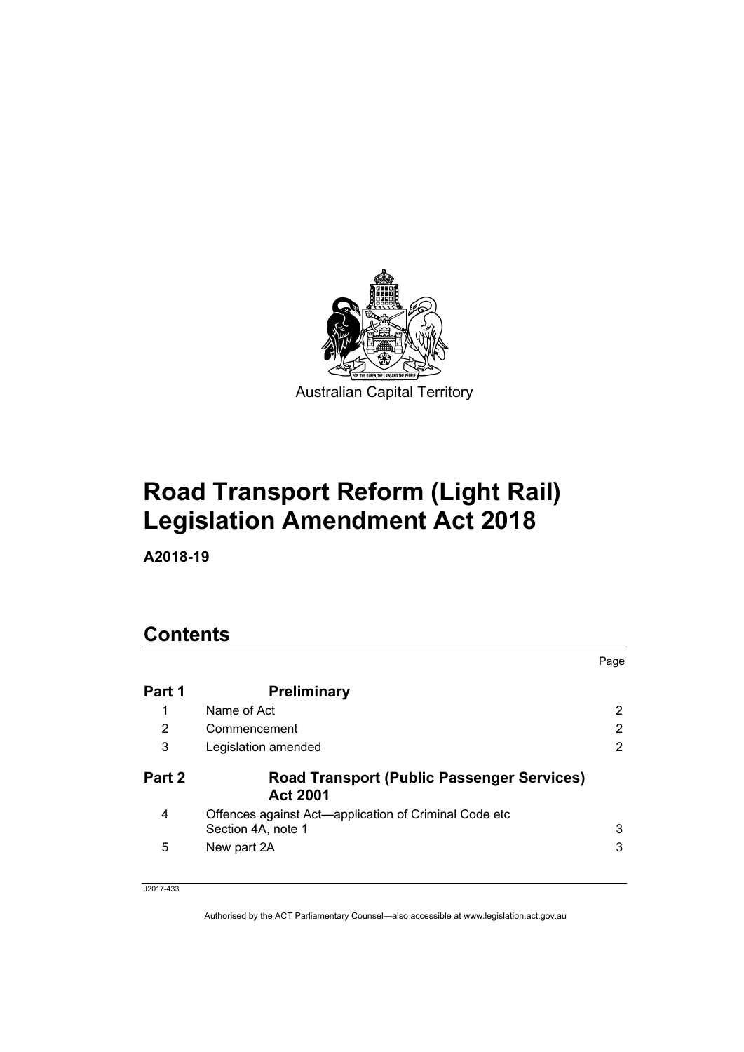Australian Capital Territory

# Road Transport Reform (Light Rail) Legislation Amendment Act 2018

**A2018-19**

## Contents

| | | Page |
|---|---|---|
| **Part 1** | **Preliminary** | |
| 1 | Name of Act | 2 |
| 2 | Commencement | 2 |
| 3 | Legislation amended | 2 |
| **Part 2** | **Road Transport (Public Passenger Services) Act 2001** | |
| 4 | Offences against Act—application of Criminal Code etc Section 4A, note 1 | 3 |
| 5 | New part 2A | 3 |

J2017-433

Authorised by the ACT Parliamentary Counsel—also accessible at www.legislation.act.gov.au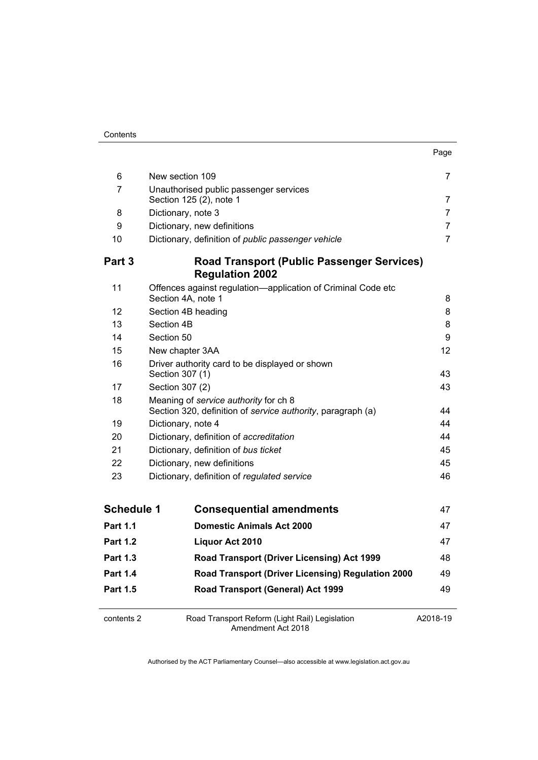| | | Page |
|---|---|---|
| 6 | New section 109 | 7 |
| 7 | Unauthorised public passenger services<br>Section 125 (2), note 1 | 7 |
| 8 | Dictionary, note 3 | 7 |
| 9 | Dictionary, new definitions | 7 |
| 10 | Dictionary, definition of *public passenger vehicle* | 7 |

## Part 3 Road Transport (Public Passenger Services) Regulation 2002

| | | |
|---|---|---|
| 11 | Offences against regulation—application of Criminal Code etc<br>Section 4A, note 1 | 8 |
| 12 | Section 4B heading | 8 |
| 13 | Section 4B | 8 |
| 14 | Section 50 | 9 |
| 15 | New chapter 3AA | 12 |
| 16 | Driver authority card to be displayed or shown<br>Section 307 (1) | 43 |
| 17 | Section 307 (2) | 43 |
| 18 | Meaning of *service authority* for ch 8<br>Section 320, definition of *service authority*, paragraph (a) | 44 |
| 19 | Dictionary, note 4 | 44 |
| 20 | Dictionary, definition of *accreditation* | 44 |
| 21 | Dictionary, definition of *bus ticket* | 45 |
| 22 | Dictionary, new definitions | 45 |
| 23 | Dictionary, definition of *regulated service* | 46 |

| | | |
|---|---|---|
| **Schedule 1** | **Consequential amendments** | 47 |
| **Part 1.1** | **Domestic Animals Act 2000** | 47 |
| **Part 1.2** | **Liquor Act 2010** | 47 |
| **Part 1.3** | **Road Transport (Driver Licensing) Act 1999** | 48 |
| **Part 1.4** | **Road Transport (Driver Licensing) Regulation 2000** | 49 |
| **Part 1.5** | **Road Transport (General) Act 1999** | 49 |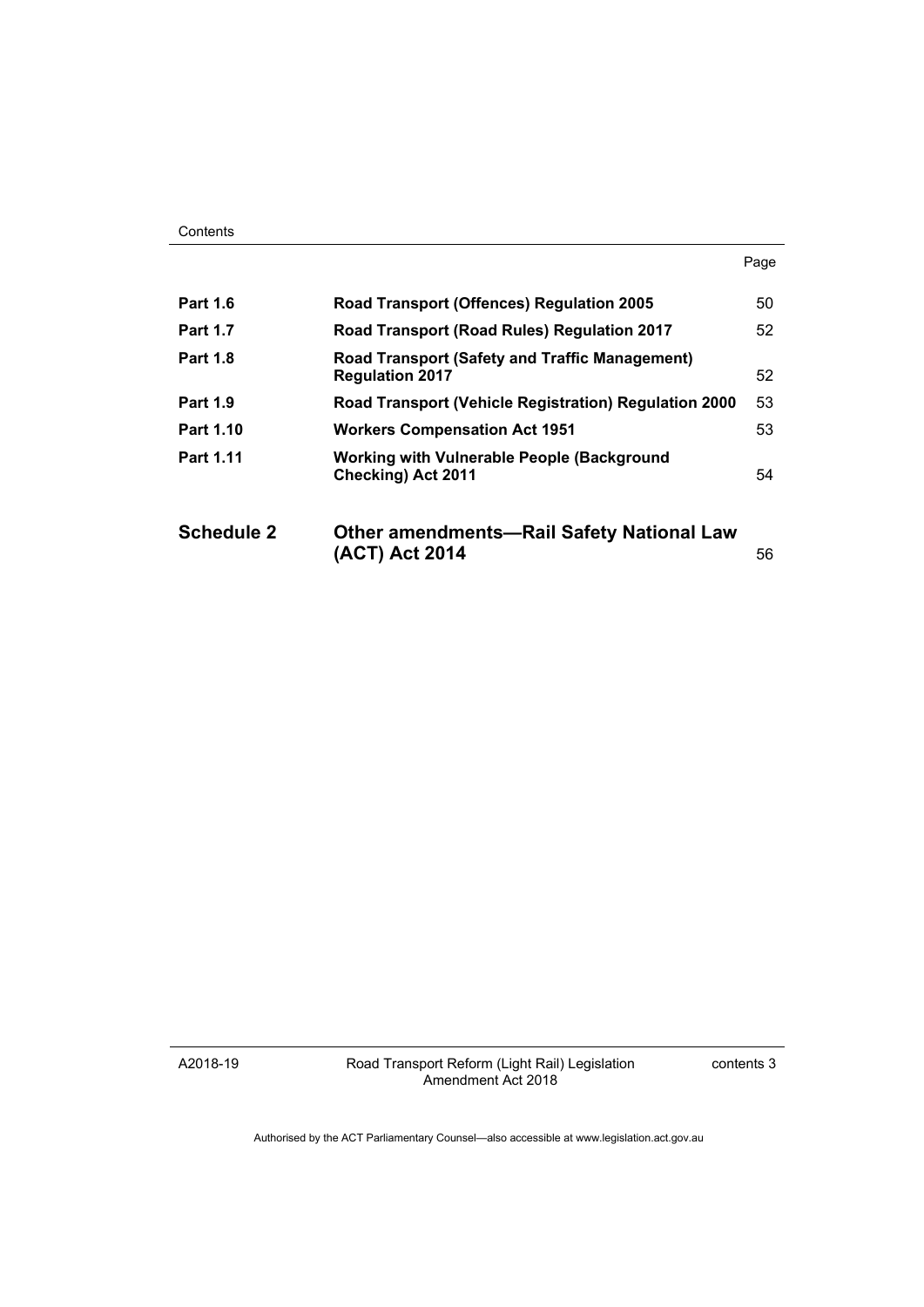| | | Page |
|---|---|---|
| **Part 1.6** | **Road Transport (Offences) Regulation 2005** | 50 |
| **Part 1.7** | **Road Transport (Road Rules) Regulation 2017** | 52 |
| **Part 1.8** | **Road Transport (Safety and Traffic Management) Regulation 2017** | 52 |
| **Part 1.9** | **Road Transport (Vehicle Registration) Regulation 2000** | 53 |
| **Part 1.10** | **Workers Compensation Act 1951** | 53 |
| **Part 1.11** | **Working with Vulnerable People (Background Checking) Act 2011** | 54 |
| **Schedule 2** | **Other amendments—Rail Safety National Law (ACT) Act 2014** | 56 |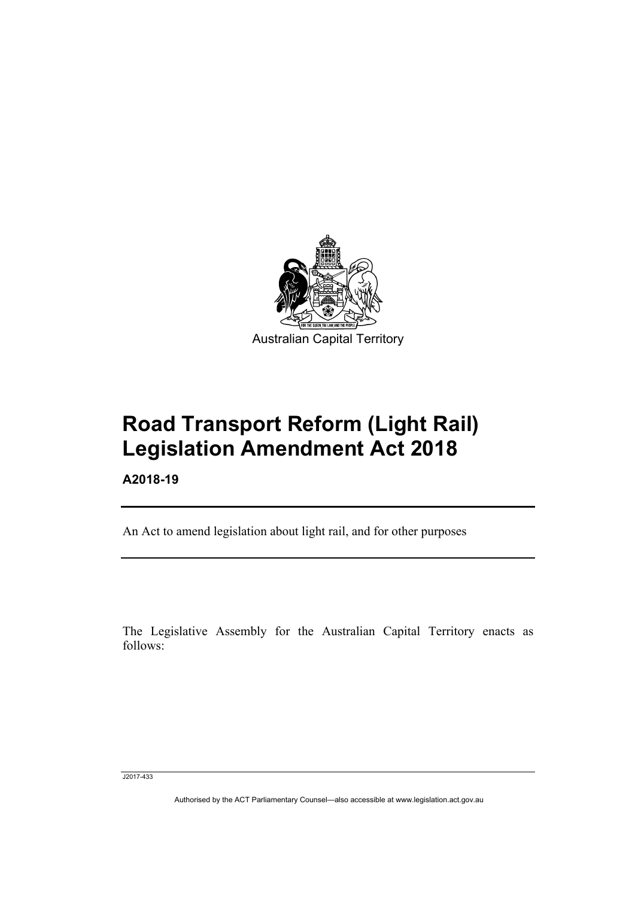Australian Capital Territory

# Road Transport Reform (Light Rail) Legislation Amendment Act 2018

**A2018-19**

An Act to amend legislation about light rail, and for other purposes

The Legislative Assembly for the Australian Capital Territory enacts as follows:

J2017-433

Authorised by the ACT Parliamentary Counsel—also accessible at www.legislation.act.gov.au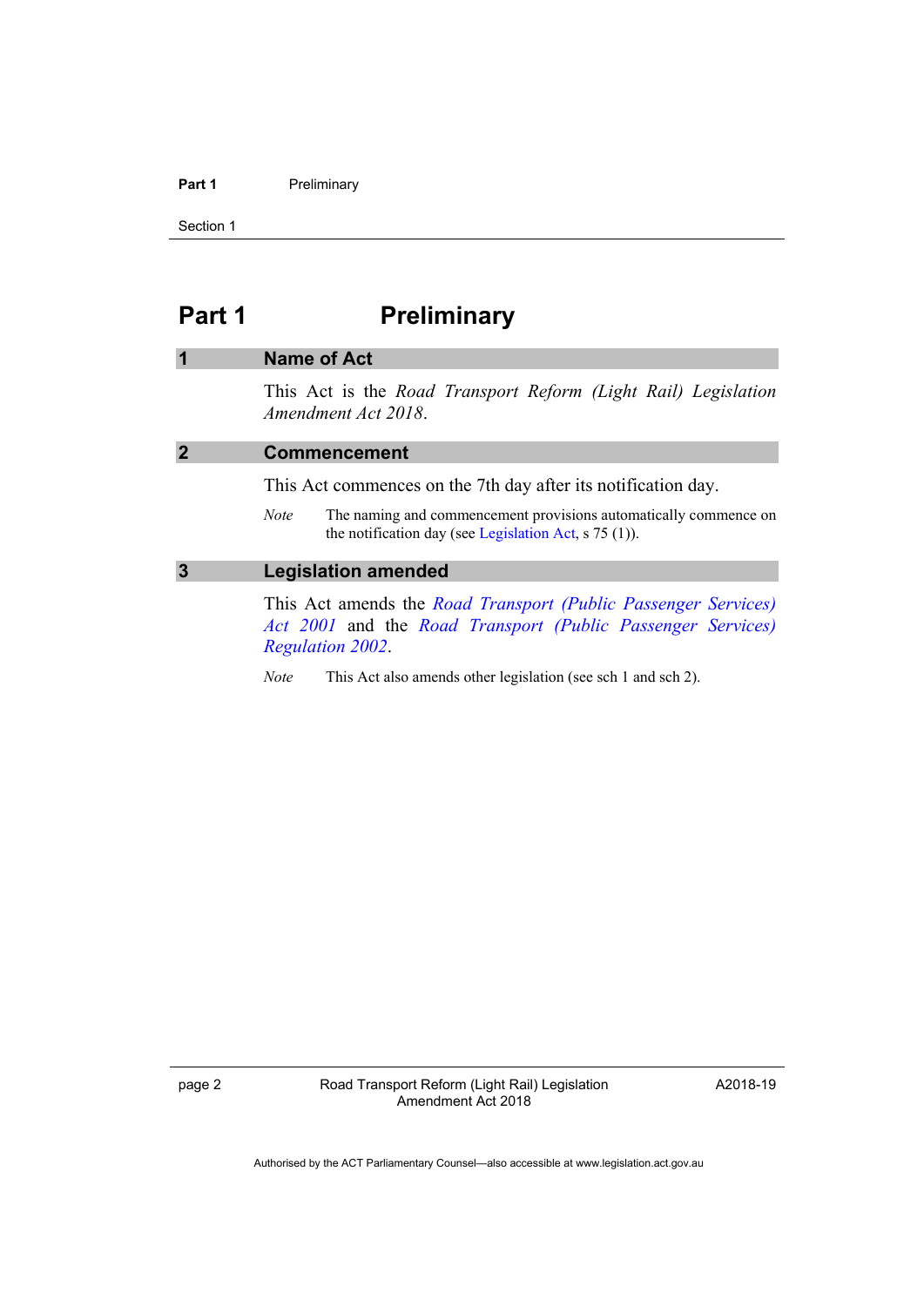# Part 1 Preliminary

## 1 Name of Act

This Act is the *Road Transport Reform (Light Rail) Legislation Amendment Act 2018*.

## 2 Commencement

This Act commences on the 7th day after its notification day.

*Note* The naming and commencement provisions automatically commence on the notification day (see Legislation Act, s 75 (1)).

## 3 Legislation amended

This Act amends the *Road Transport (Public Passenger Services) Act 2001* and the *Road Transport (Public Passenger Services) Regulation 2002*.

*Note* This Act also amends other legislation (see sch 1 and sch 2).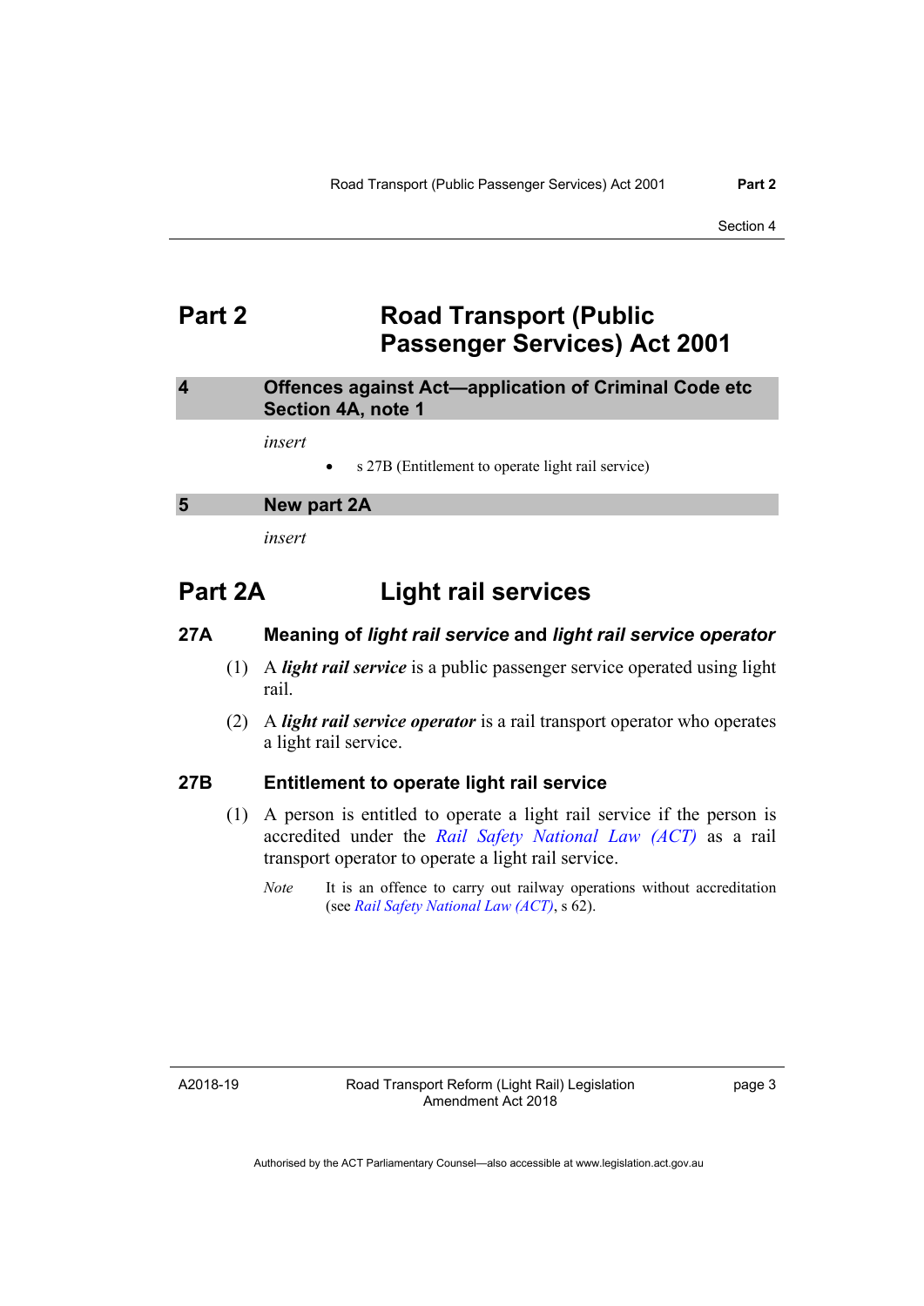# Part 2 Road Transport (Public Passenger Services) Act 2001

## 4 Offences against Act—application of Criminal Code etc Section 4A, note 1

*insert*

- s 27B (Entitlement to operate light rail service)

## 5 New part 2A

*insert*

# Part 2A Light rail services

### 27A Meaning of *light rail service* and *light rail service operator*

(1) A ***light rail service*** is a public passenger service operated using light rail.

(2) A ***light rail service operator*** is a rail transport operator who operates a light rail service.

### 27B Entitlement to operate light rail service

(1) A person is entitled to operate a light rail service if the person is accredited under the *Rail Safety National Law (ACT)* as a rail transport operator to operate a light rail service.

*Note* It is an offence to carry out railway operations without accreditation (see *Rail Safety National Law (ACT)*, s 62).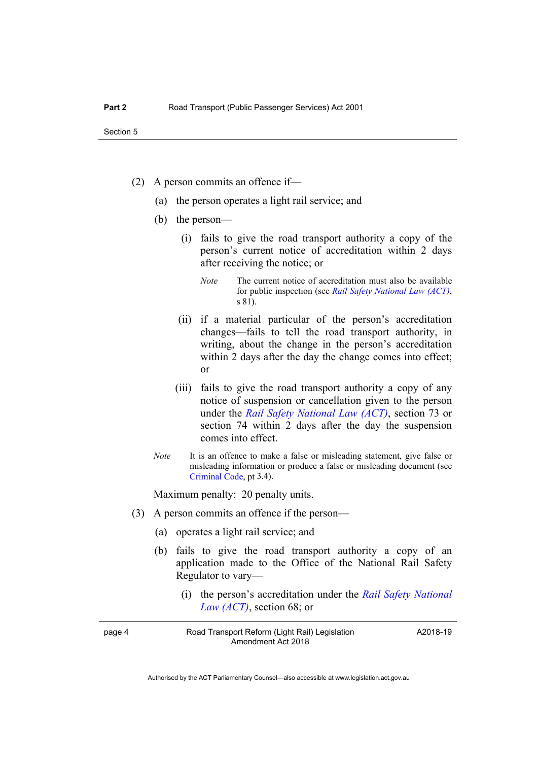(2) A person commits an offence if—

(a) the person operates a light rail service; and

(b) the person—

(i) fails to give the road transport authority a copy of the person's current notice of accreditation within 2 days after receiving the notice; or

*Note* The current notice of accreditation must also be available for public inspection (see *Rail Safety National Law (ACT)*, s 81).

(ii) if a material particular of the person's accreditation changes—fails to tell the road transport authority, in writing, about the change in the person's accreditation within 2 days after the day the change comes into effect; or

(iii) fails to give the road transport authority a copy of any notice of suspension or cancellation given to the person under the *Rail Safety National Law (ACT)*, section 73 or section 74 within 2 days after the day the suspension comes into effect.

*Note* It is an offence to make a false or misleading statement, give false or misleading information or produce a false or misleading document (see Criminal Code, pt 3.4).

Maximum penalty: 20 penalty units.

(3) A person commits an offence if the person—

(a) operates a light rail service; and

(b) fails to give the road transport authority a copy of an application made to the Office of the National Rail Safety Regulator to vary—

(i) the person's accreditation under the *Rail Safety National Law (ACT)*, section 68; or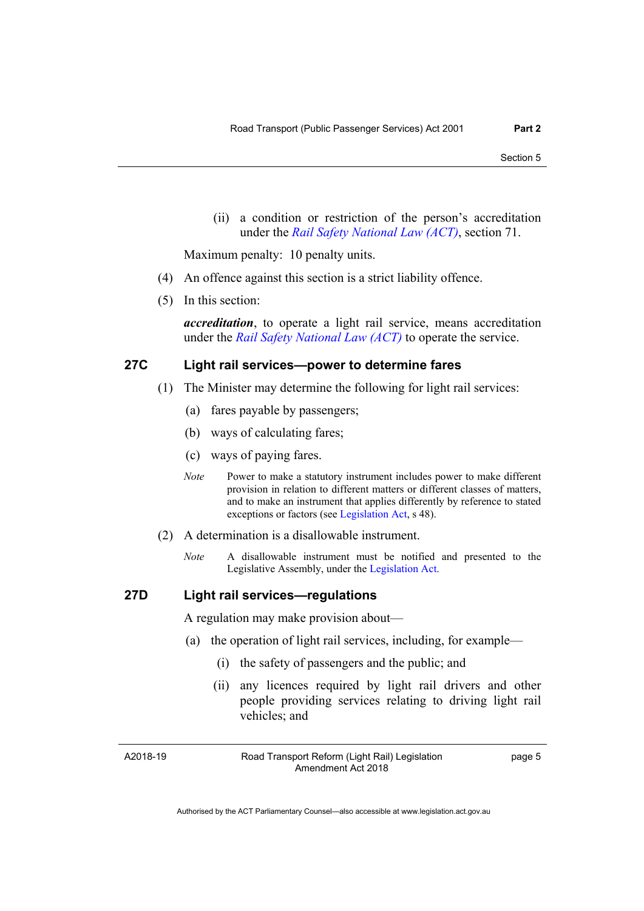(ii) a condition or restriction of the person's accreditation under the *Rail Safety National Law (ACT)*, section 71.

Maximum penalty: 10 penalty units.

(4) An offence against this section is a strict liability offence.

(5) In this section:

***accreditation***, to operate a light rail service, means accreditation under the *Rail Safety National Law (ACT)* to operate the service.

### 27C Light rail services—power to determine fares

(1) The Minister may determine the following for light rail services:

(a) fares payable by passengers;

(b) ways of calculating fares;

(c) ways of paying fares.

*Note* Power to make a statutory instrument includes power to make different provision in relation to different matters or different classes of matters, and to make an instrument that applies differently by reference to stated exceptions or factors (see Legislation Act, s 48).

(2) A determination is a disallowable instrument.

*Note* A disallowable instrument must be notified and presented to the Legislative Assembly, under the Legislation Act.

### 27D Light rail services—regulations

A regulation may make provision about—

(a) the operation of light rail services, including, for example—

(i) the safety of passengers and the public; and

(ii) any licences required by light rail drivers and other people providing services relating to driving light rail vehicles; and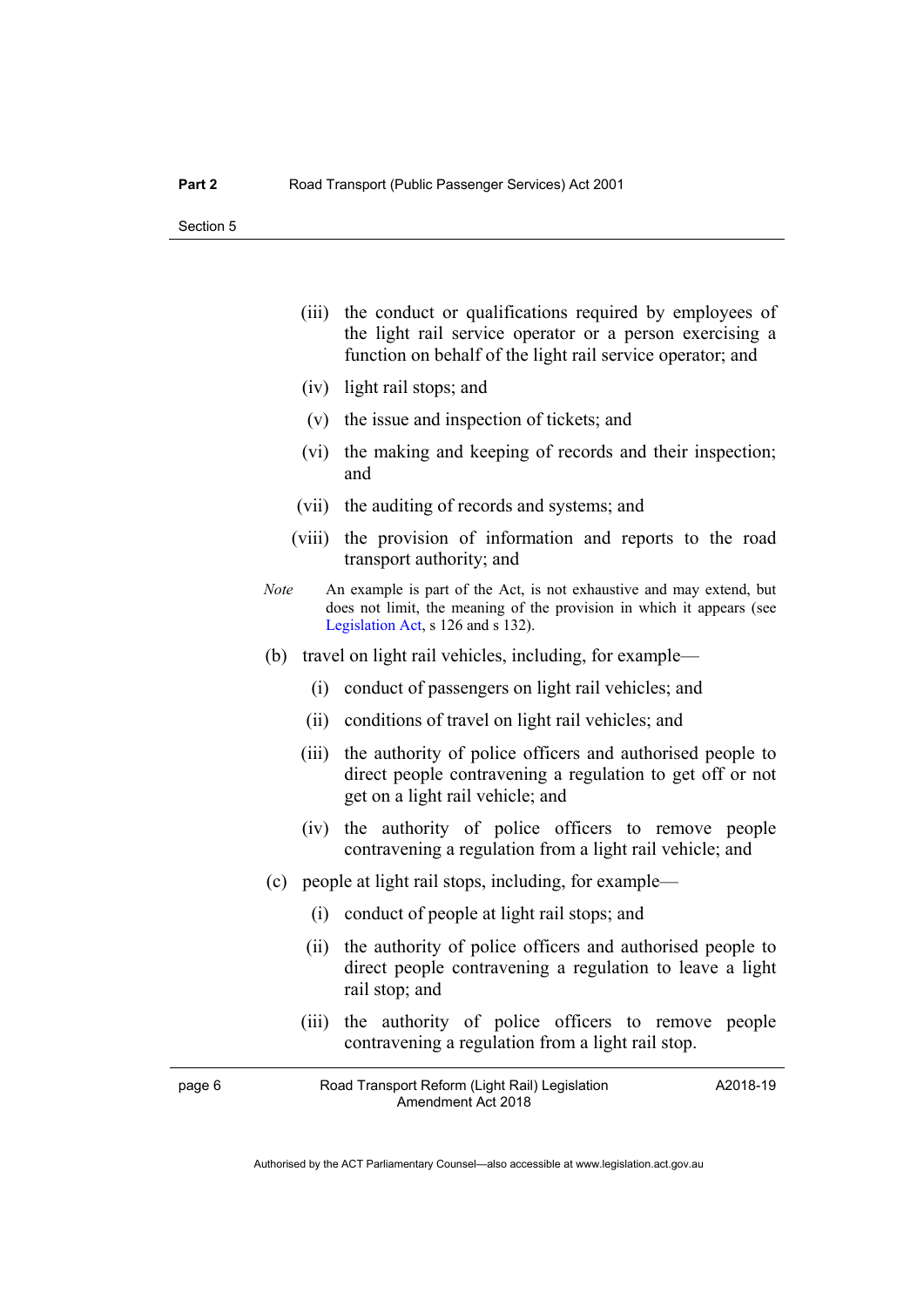(iii) the conduct or qualifications required by employees of the light rail service operator or a person exercising a function on behalf of the light rail service operator; and

(iv) light rail stops; and

(v) the issue and inspection of tickets; and

(vi) the making and keeping of records and their inspection; and

(vii) the auditing of records and systems; and

(viii) the provision of information and reports to the road transport authority; and

*Note* An example is part of the Act, is not exhaustive and may extend, but does not limit, the meaning of the provision in which it appears (see Legislation Act, s 126 and s 132).

(b) travel on light rail vehicles, including, for example—

(i) conduct of passengers on light rail vehicles; and

(ii) conditions of travel on light rail vehicles; and

(iii) the authority of police officers and authorised people to direct people contravening a regulation to get off or not get on a light rail vehicle; and

(iv) the authority of police officers to remove people contravening a regulation from a light rail vehicle; and

(c) people at light rail stops, including, for example—

(i) conduct of people at light rail stops; and

(ii) the authority of police officers and authorised people to direct people contravening a regulation to leave a light rail stop; and

(iii) the authority of police officers to remove people contravening a regulation from a light rail stop.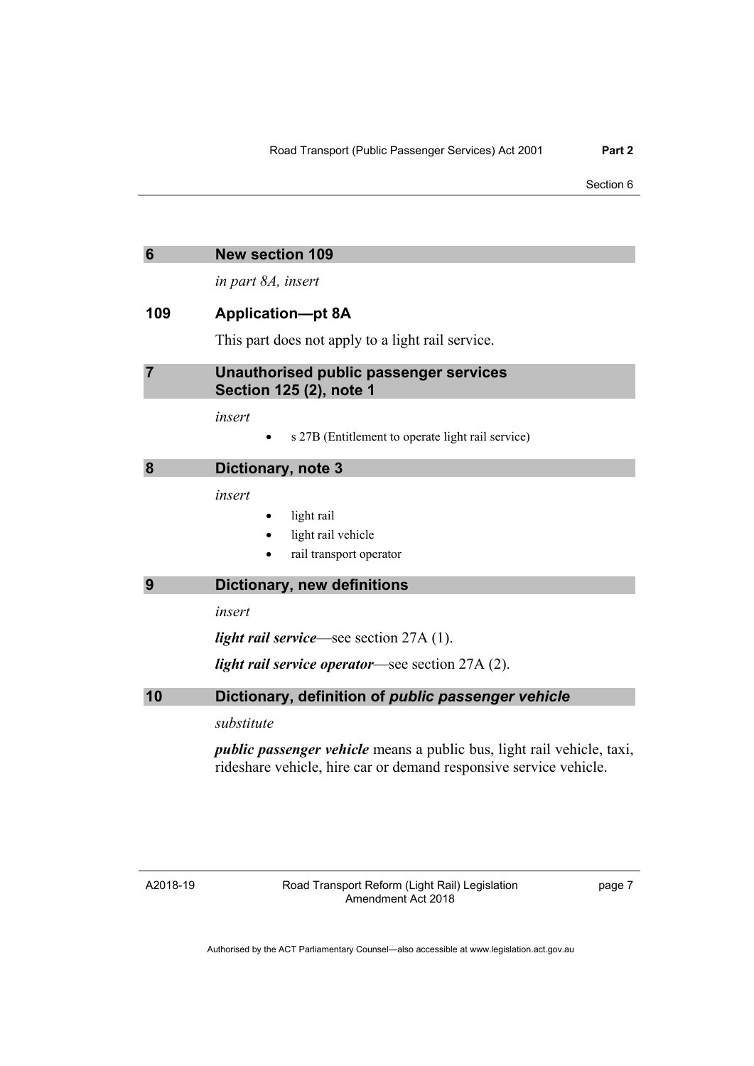## 6 New section 109

*in part 8A, insert*

### 109 Application—pt 8A

This part does not apply to a light rail service.

## 7 Unauthorised public passenger services Section 125 (2), note 1

*insert*

- s 27B (Entitlement to operate light rail service)

## 8 Dictionary, note 3

*insert*

- light rail
- light rail vehicle
- rail transport operator

## 9 Dictionary, new definitions

*insert*

***light rail service***—see section 27A (1).

***light rail service operator***—see section 27A (2).

## 10 Dictionary, definition of *public passenger vehicle*

*substitute*

***public passenger vehicle*** means a public bus, light rail vehicle, taxi, rideshare vehicle, hire car or demand responsive service vehicle.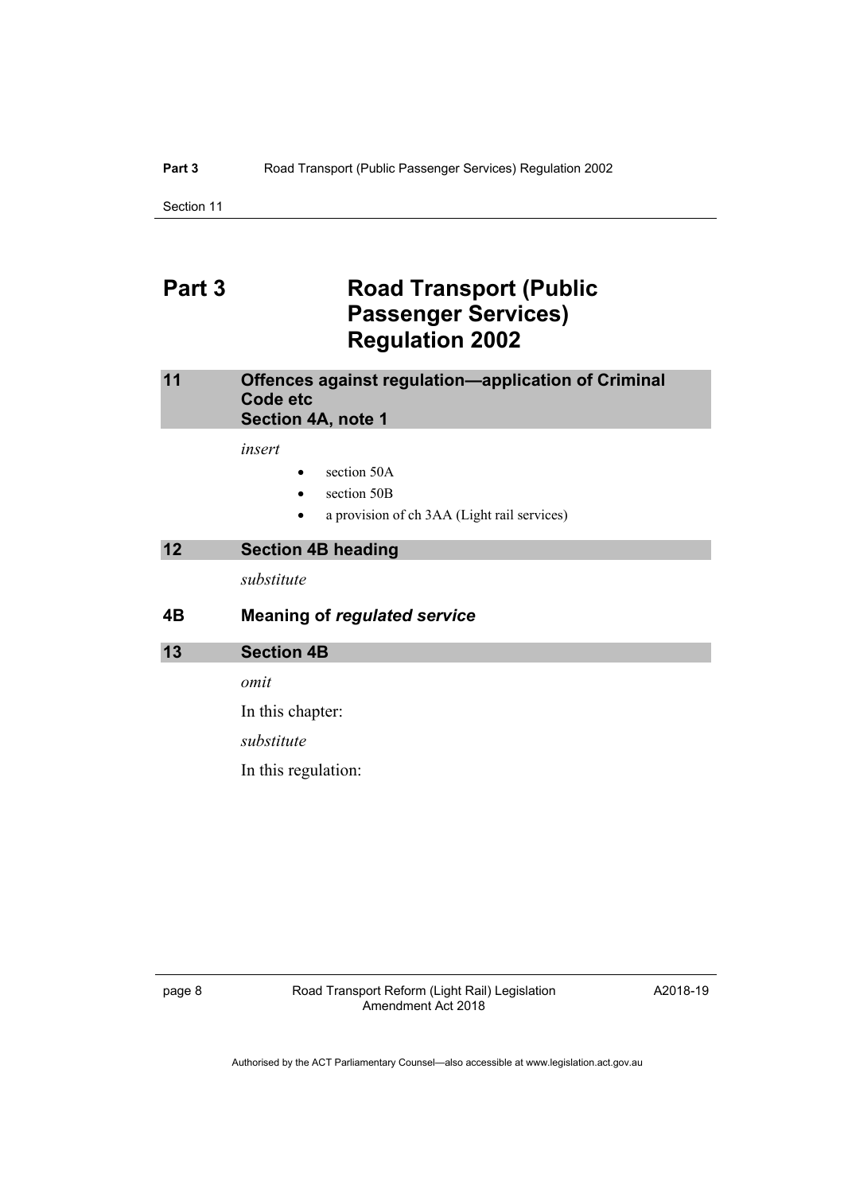# Part 3 Road Transport (Public Passenger Services) Regulation 2002

## 11 Offences against regulation—application of Criminal Code etc Section 4A, note 1

*insert*

- section 50A
- section 50B
- a provision of ch 3AA (Light rail services)

## 12 Section 4B heading

*substitute*

### 4B Meaning of *regulated service*

## 13 Section 4B

*omit*

In this chapter:

*substitute*

In this regulation: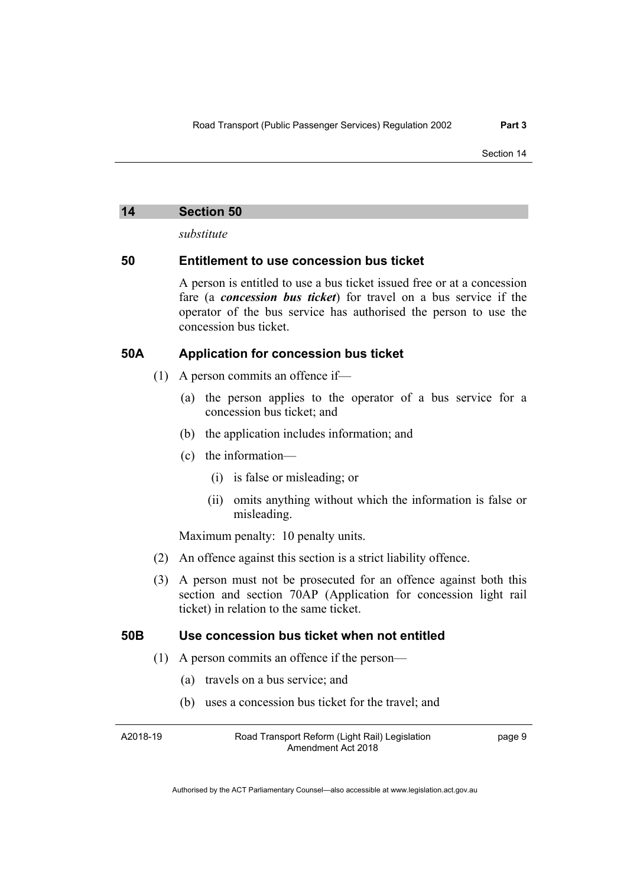## 14 Section 50

*substitute*

### 50 Entitlement to use concession bus ticket

A person is entitled to use a bus ticket issued free or at a concession fare (a ***concession bus ticket***) for travel on a bus service if the operator of the bus service has authorised the person to use the concession bus ticket.

### 50A Application for concession bus ticket

(1) A person commits an offence if—

(a) the person applies to the operator of a bus service for a concession bus ticket; and

(b) the application includes information; and

(c) the information—

(i) is false or misleading; or

(ii) omits anything without which the information is false or misleading.

Maximum penalty: 10 penalty units.

(2) An offence against this section is a strict liability offence.

(3) A person must not be prosecuted for an offence against both this section and section 70AP (Application for concession light rail ticket) in relation to the same ticket.

### 50B Use concession bus ticket when not entitled

(1) A person commits an offence if the person—

(a) travels on a bus service; and

(b) uses a concession bus ticket for the travel; and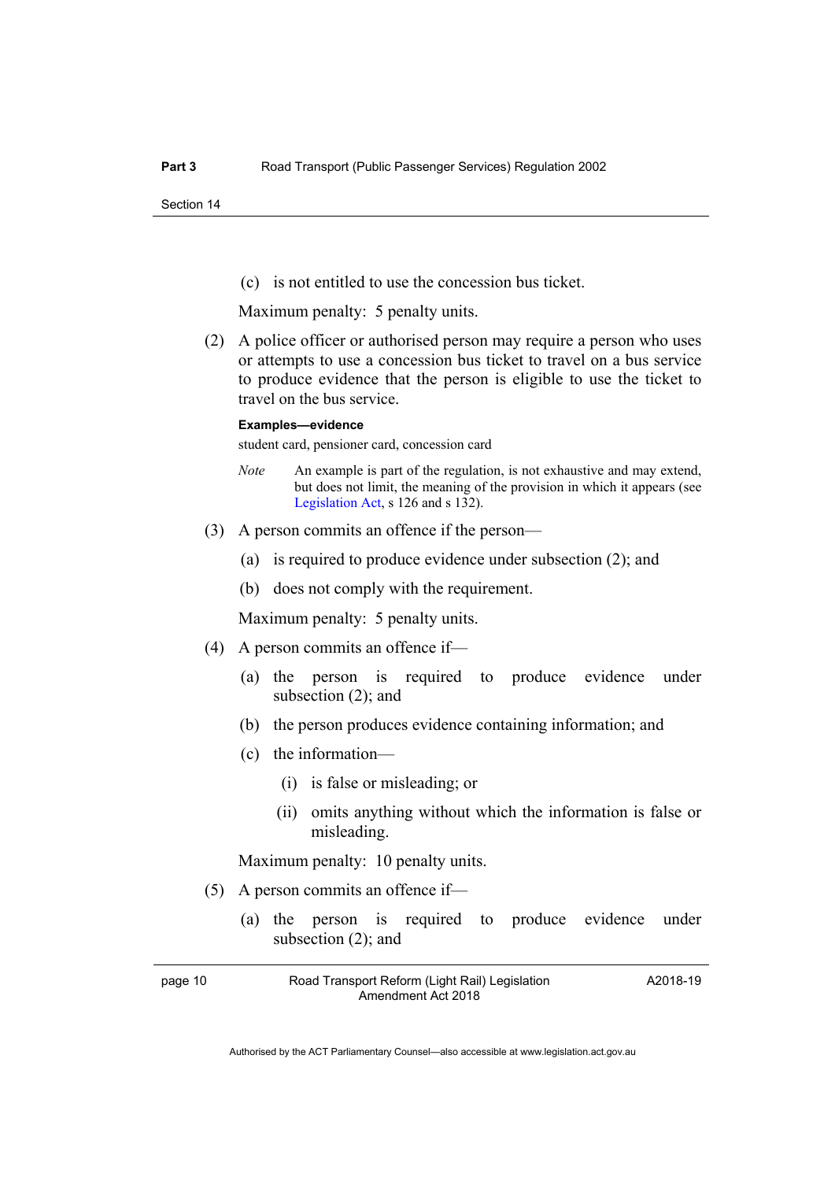(c) is not entitled to use the concession bus ticket.

Maximum penalty: 5 penalty units.

(2) A police officer or authorised person may require a person who uses or attempts to use a concession bus ticket to travel on a bus service to produce evidence that the person is eligible to use the ticket to travel on the bus service.

**Examples—evidence**

student card, pensioner card, concession card

*Note* An example is part of the regulation, is not exhaustive and may extend, but does not limit, the meaning of the provision in which it appears (see Legislation Act, s 126 and s 132).

(3) A person commits an offence if the person—

(a) is required to produce evidence under subsection (2); and

(b) does not comply with the requirement.

Maximum penalty: 5 penalty units.

(4) A person commits an offence if—

(a) the person is required to produce evidence under subsection (2); and

(b) the person produces evidence containing information; and

(c) the information—

(i) is false or misleading; or

(ii) omits anything without which the information is false or misleading.

Maximum penalty: 10 penalty units.

(5) A person commits an offence if—

(a) the person is required to produce evidence under subsection (2); and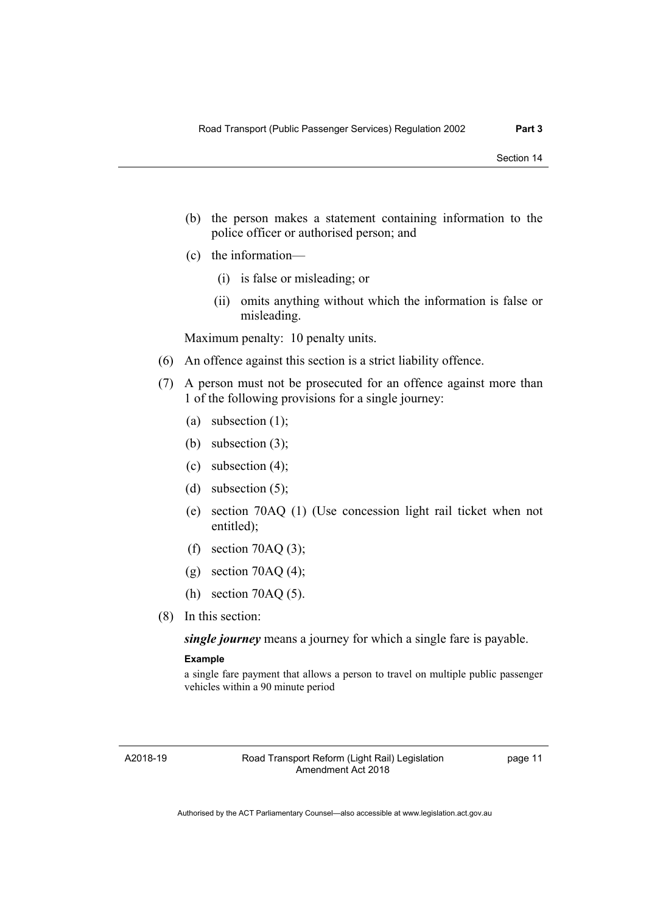(b) the person makes a statement containing information to the police officer or authorised person; and

(c) the information—

(i) is false or misleading; or

(ii) omits anything without which the information is false or misleading.

Maximum penalty: 10 penalty units.

(6) An offence against this section is a strict liability offence.

(7) A person must not be prosecuted for an offence against more than 1 of the following provisions for a single journey:

(a) subsection (1);

(b) subsection (3);

(c) subsection (4);

(d) subsection (5);

(e) section 70AQ (1) (Use concession light rail ticket when not entitled);

(f) section 70AQ (3);

(g) section 70AQ (4);

(h) section 70AQ (5).

(8) In this section:

***single journey*** means a journey for which a single fare is payable.

**Example**

a single fare payment that allows a person to travel on multiple public passenger vehicles within a 90 minute period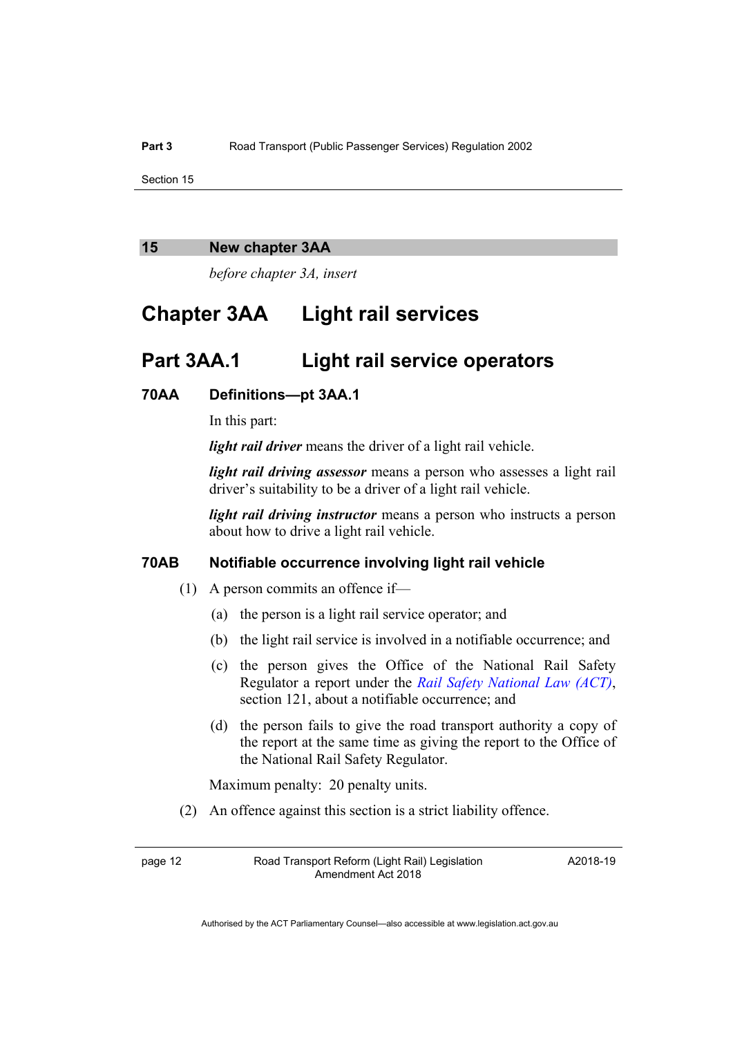## 15 New chapter 3AA

*before chapter 3A, insert*

# Chapter 3AA Light rail services

# Part 3AA.1 Light rail service operators

### 70AA Definitions—pt 3AA.1

In this part:

***light rail driver*** means the driver of a light rail vehicle.

***light rail driving assessor*** means a person who assesses a light rail driver's suitability to be a driver of a light rail vehicle.

***light rail driving instructor*** means a person who instructs a person about how to drive a light rail vehicle.

### 70AB Notifiable occurrence involving light rail vehicle

(1) A person commits an offence if—

(a) the person is a light rail service operator; and

(b) the light rail service is involved in a notifiable occurrence; and

(c) the person gives the Office of the National Rail Safety Regulator a report under the *Rail Safety National Law (ACT)*, section 121, about a notifiable occurrence; and

(d) the person fails to give the road transport authority a copy of the report at the same time as giving the report to the Office of the National Rail Safety Regulator.

Maximum penalty: 20 penalty units.

(2) An offence against this section is a strict liability offence.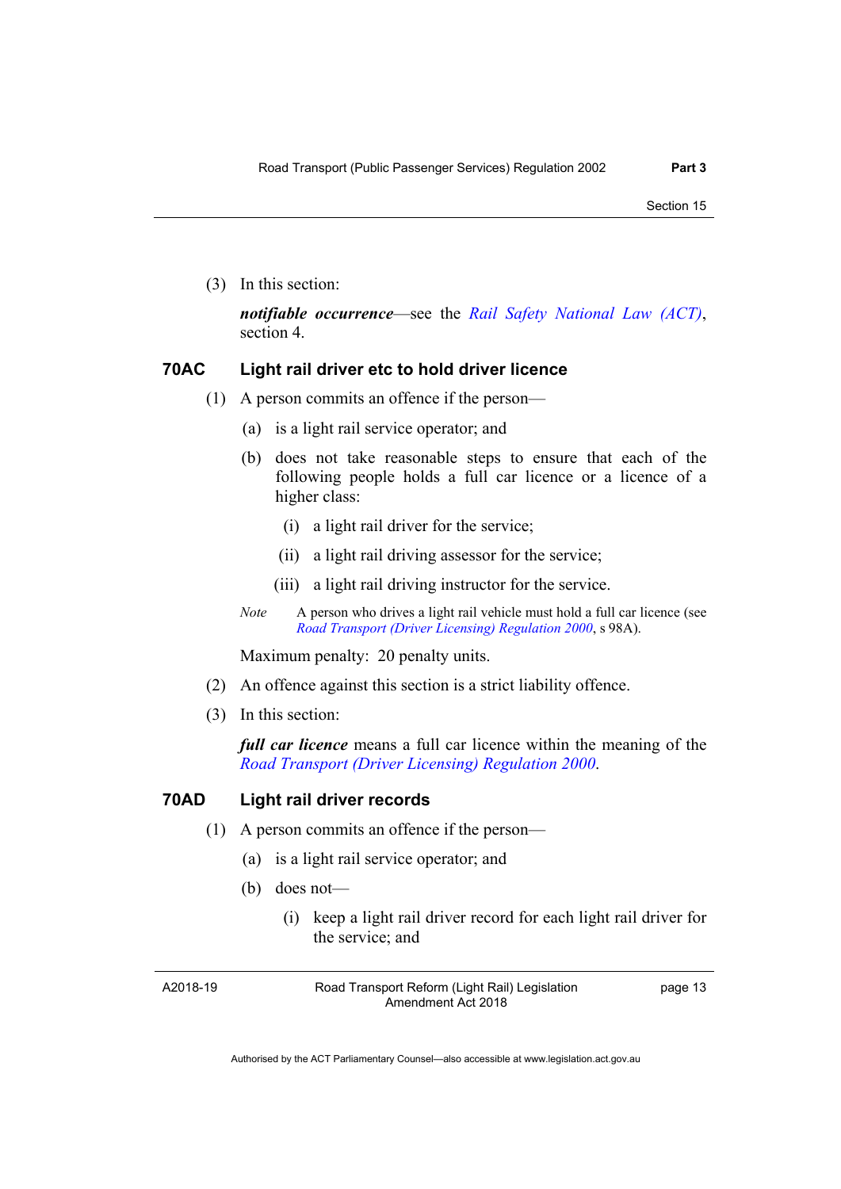(3) In this section:

***notifiable occurrence***—see the *Rail Safety National Law (ACT)*, section 4.

### 70AC Light rail driver etc to hold driver licence

(1) A person commits an offence if the person—

(a) is a light rail service operator; and

(b) does not take reasonable steps to ensure that each of the following people holds a full car licence or a licence of a higher class:

(i) a light rail driver for the service;

(ii) a light rail driving assessor for the service;

(iii) a light rail driving instructor for the service.

*Note* A person who drives a light rail vehicle must hold a full car licence (see *Road Transport (Driver Licensing) Regulation 2000*, s 98A).

Maximum penalty: 20 penalty units.

(2) An offence against this section is a strict liability offence.

(3) In this section:

***full car licence*** means a full car licence within the meaning of the *Road Transport (Driver Licensing) Regulation 2000*.

### 70AD Light rail driver records

(1) A person commits an offence if the person—

(a) is a light rail service operator; and

(b) does not—

(i) keep a light rail driver record for each light rail driver for the service; and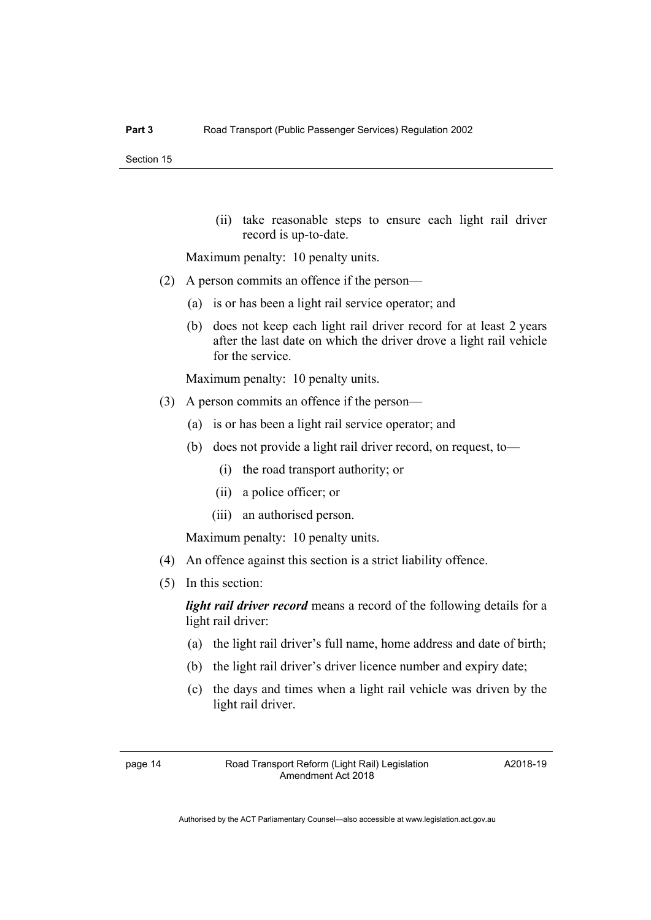(ii) take reasonable steps to ensure each light rail driver record is up-to-date.

Maximum penalty: 10 penalty units.

(2) A person commits an offence if the person—

(a) is or has been a light rail service operator; and

(b) does not keep each light rail driver record for at least 2 years after the last date on which the driver drove a light rail vehicle for the service.

Maximum penalty: 10 penalty units.

(3) A person commits an offence if the person—

(a) is or has been a light rail service operator; and

(b) does not provide a light rail driver record, on request, to—

(i) the road transport authority; or

(ii) a police officer; or

(iii) an authorised person.

Maximum penalty: 10 penalty units.

(4) An offence against this section is a strict liability offence.

(5) In this section:

***light rail driver record*** means a record of the following details for a light rail driver:

(a) the light rail driver's full name, home address and date of birth;

(b) the light rail driver's driver licence number and expiry date;

(c) the days and times when a light rail vehicle was driven by the light rail driver.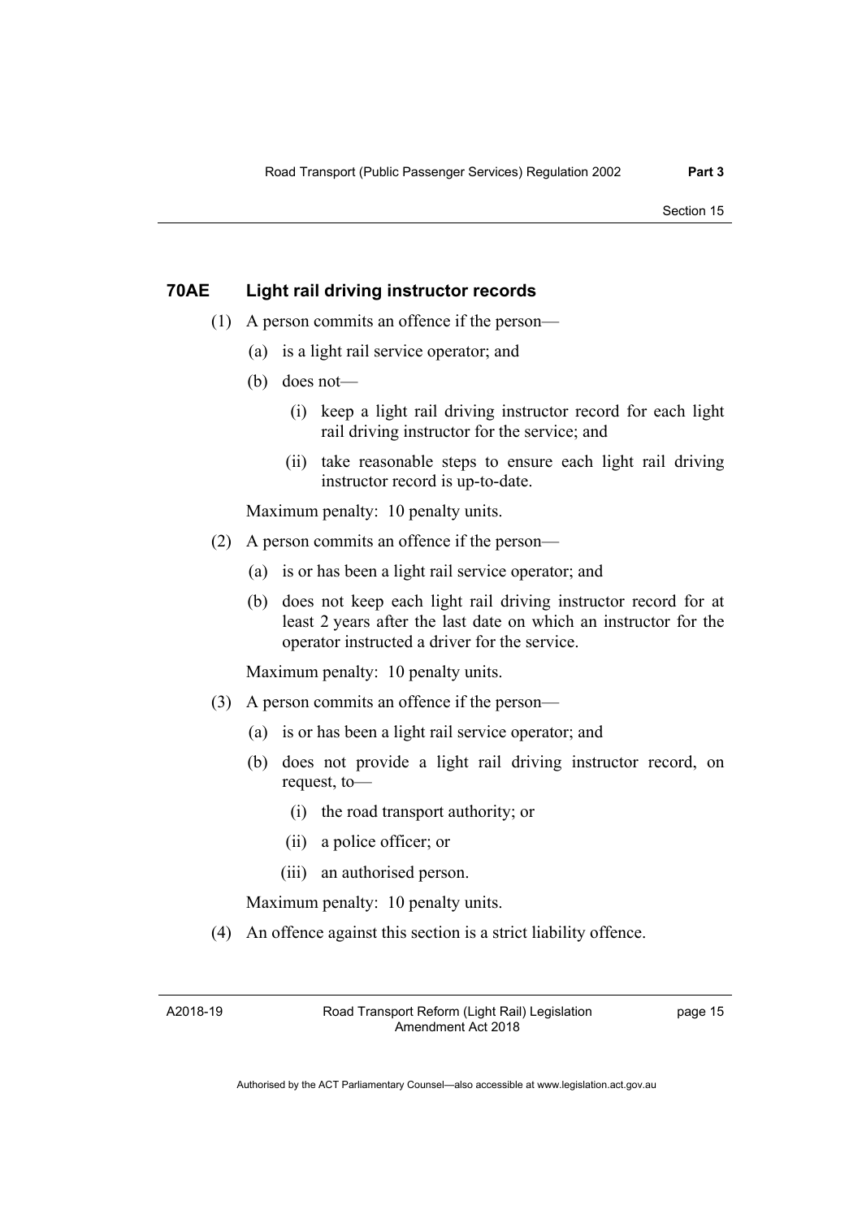### 70AE Light rail driving instructor records

(1) A person commits an offence if the person—

(a) is a light rail service operator; and

(b) does not—

(i) keep a light rail driving instructor record for each light rail driving instructor for the service; and

(ii) take reasonable steps to ensure each light rail driving instructor record is up-to-date.

Maximum penalty: 10 penalty units.

(2) A person commits an offence if the person—

(a) is or has been a light rail service operator; and

(b) does not keep each light rail driving instructor record for at least 2 years after the last date on which an instructor for the operator instructed a driver for the service.

Maximum penalty: 10 penalty units.

(3) A person commits an offence if the person—

(a) is or has been a light rail service operator; and

(b) does not provide a light rail driving instructor record, on request, to—

(i) the road transport authority; or

(ii) a police officer; or

(iii) an authorised person.

Maximum penalty: 10 penalty units.

(4) An offence against this section is a strict liability offence.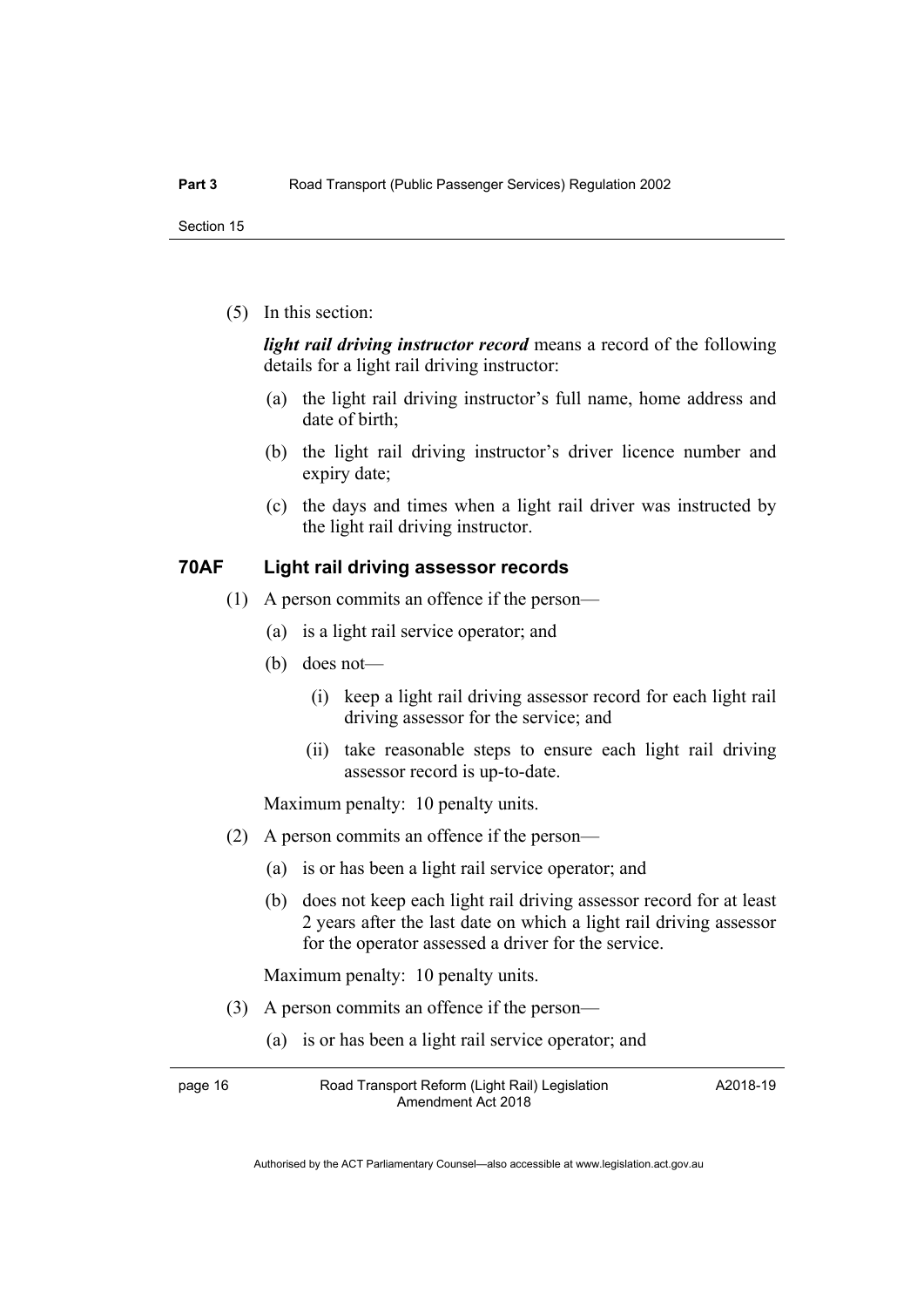(5) In this section:

***light rail driving instructor record*** means a record of the following details for a light rail driving instructor:

(a) the light rail driving instructor's full name, home address and date of birth;

(b) the light rail driving instructor's driver licence number and expiry date;

(c) the days and times when a light rail driver was instructed by the light rail driving instructor.

### 70AF Light rail driving assessor records

(1) A person commits an offence if the person—

(a) is a light rail service operator; and

(b) does not—

(i) keep a light rail driving assessor record for each light rail driving assessor for the service; and

(ii) take reasonable steps to ensure each light rail driving assessor record is up-to-date.

Maximum penalty: 10 penalty units.

(2) A person commits an offence if the person—

(a) is or has been a light rail service operator; and

(b) does not keep each light rail driving assessor record for at least 2 years after the last date on which a light rail driving assessor for the operator assessed a driver for the service.

Maximum penalty: 10 penalty units.

(3) A person commits an offence if the person—

(a) is or has been a light rail service operator; and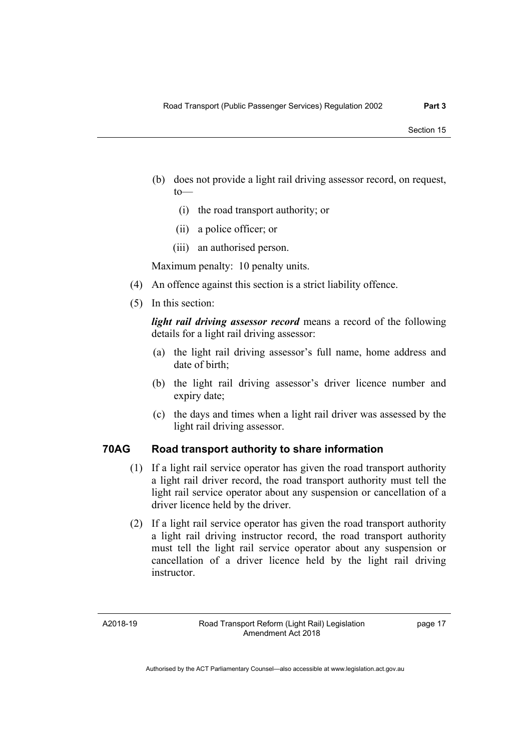(b) does not provide a light rail driving assessor record, on request, to—

(i) the road transport authority; or

(ii) a police officer; or

(iii) an authorised person.

Maximum penalty: 10 penalty units.

(4) An offence against this section is a strict liability offence.

(5) In this section:

***light rail driving assessor record*** means a record of the following details for a light rail driving assessor:

(a) the light rail driving assessor's full name, home address and date of birth;

(b) the light rail driving assessor's driver licence number and expiry date;

(c) the days and times when a light rail driver was assessed by the light rail driving assessor.

### 70AG Road transport authority to share information

(1) If a light rail service operator has given the road transport authority a light rail driver record, the road transport authority must tell the light rail service operator about any suspension or cancellation of a driver licence held by the driver.

(2) If a light rail service operator has given the road transport authority a light rail driving instructor record, the road transport authority must tell the light rail service operator about any suspension or cancellation of a driver licence held by the light rail driving instructor.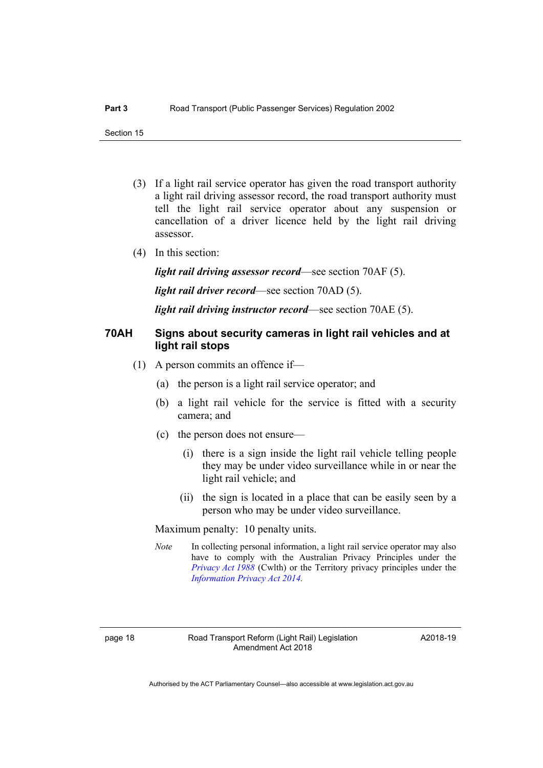(3) If a light rail service operator has given the road transport authority a light rail driving assessor record, the road transport authority must tell the light rail service operator about any suspension or cancellation of a driver licence held by the light rail driving assessor.

(4) In this section:

***light rail driving assessor record***—see section 70AF (5).

***light rail driver record***—see section 70AD (5).

***light rail driving instructor record***—see section 70AE (5).

### 70AH Signs about security cameras in light rail vehicles and at light rail stops

(1) A person commits an offence if—

(a) the person is a light rail service operator; and

(b) a light rail vehicle for the service is fitted with a security camera; and

(c) the person does not ensure—

(i) there is a sign inside the light rail vehicle telling people they may be under video surveillance while in or near the light rail vehicle; and

(ii) the sign is located in a place that can be easily seen by a person who may be under video surveillance.

Maximum penalty: 10 penalty units.

*Note* In collecting personal information, a light rail service operator may also have to comply with the Australian Privacy Principles under the *Privacy Act 1988* (Cwlth) or the Territory privacy principles under the *Information Privacy Act 2014.*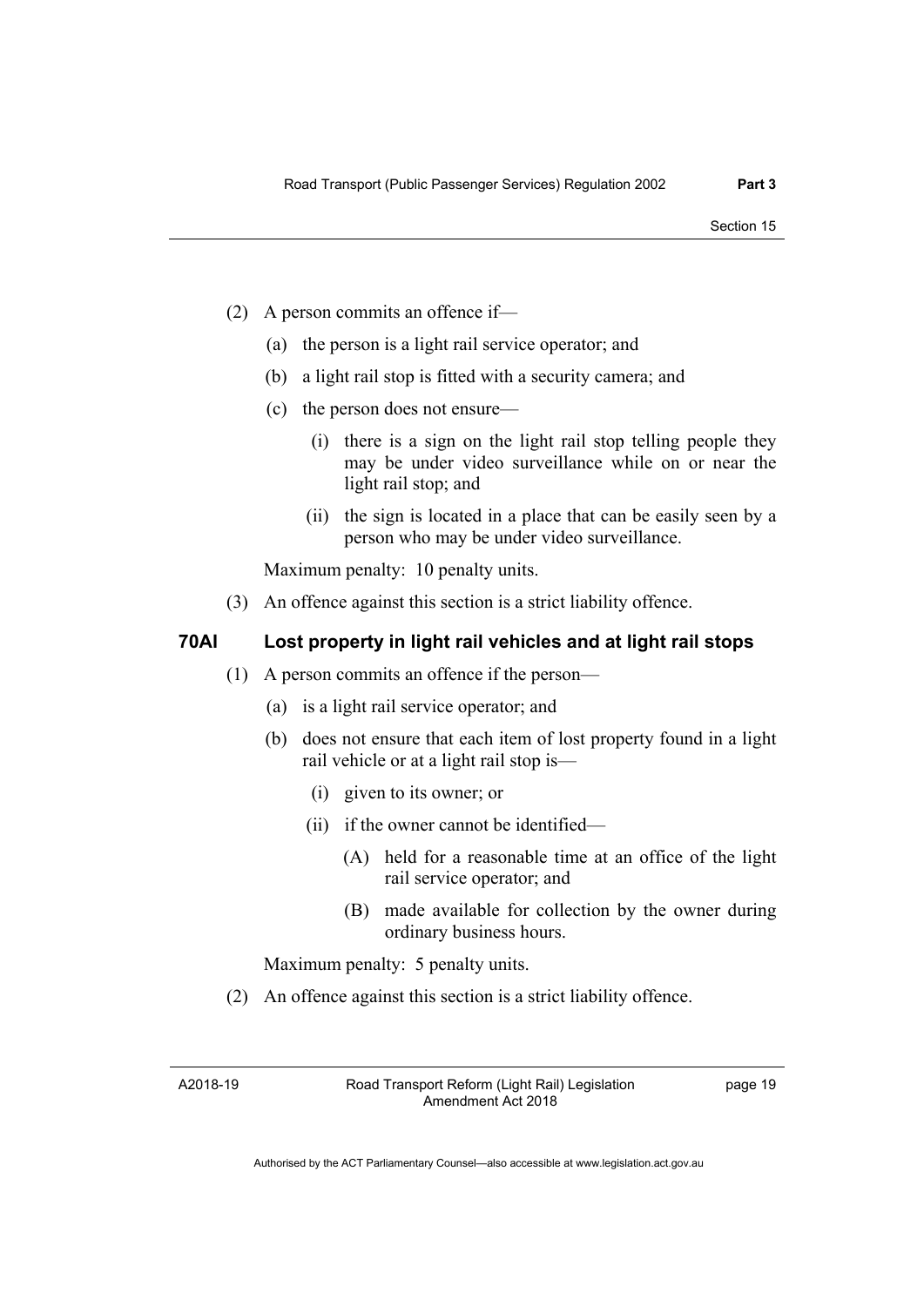(2) A person commits an offence if—

(a) the person is a light rail service operator; and

(b) a light rail stop is fitted with a security camera; and

(c) the person does not ensure—

(i) there is a sign on the light rail stop telling people they may be under video surveillance while on or near the light rail stop; and

(ii) the sign is located in a place that can be easily seen by a person who may be under video surveillance.

Maximum penalty: 10 penalty units.

(3) An offence against this section is a strict liability offence.

### 70AI Lost property in light rail vehicles and at light rail stops

(1) A person commits an offence if the person—

(a) is a light rail service operator; and

(b) does not ensure that each item of lost property found in a light rail vehicle or at a light rail stop is—

(i) given to its owner; or

(ii) if the owner cannot be identified—

(A) held for a reasonable time at an office of the light rail service operator; and

(B) made available for collection by the owner during ordinary business hours.

Maximum penalty: 5 penalty units.

(2) An offence against this section is a strict liability offence.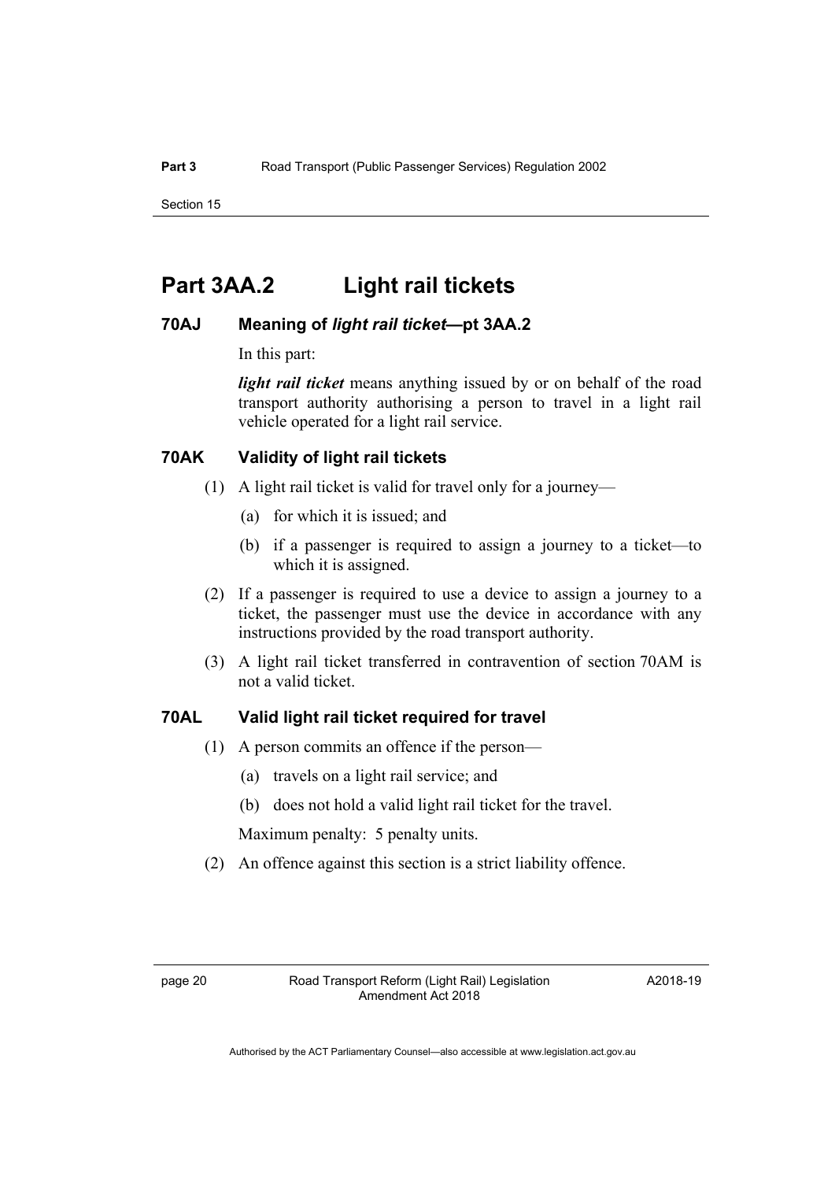# Part 3AA.2 Light rail tickets

### 70AJ Meaning of *light rail ticket*—pt 3AA.2

In this part:

***light rail ticket*** means anything issued by or on behalf of the road transport authority authorising a person to travel in a light rail vehicle operated for a light rail service.

### 70AK Validity of light rail tickets

(1) A light rail ticket is valid for travel only for a journey—

(a) for which it is issued; and

(b) if a passenger is required to assign a journey to a ticket—to which it is assigned.

(2) If a passenger is required to use a device to assign a journey to a ticket, the passenger must use the device in accordance with any instructions provided by the road transport authority.

(3) A light rail ticket transferred in contravention of section 70AM is not a valid ticket.

### 70AL Valid light rail ticket required for travel

(1) A person commits an offence if the person—

(a) travels on a light rail service; and

(b) does not hold a valid light rail ticket for the travel.

Maximum penalty: 5 penalty units.

(2) An offence against this section is a strict liability offence.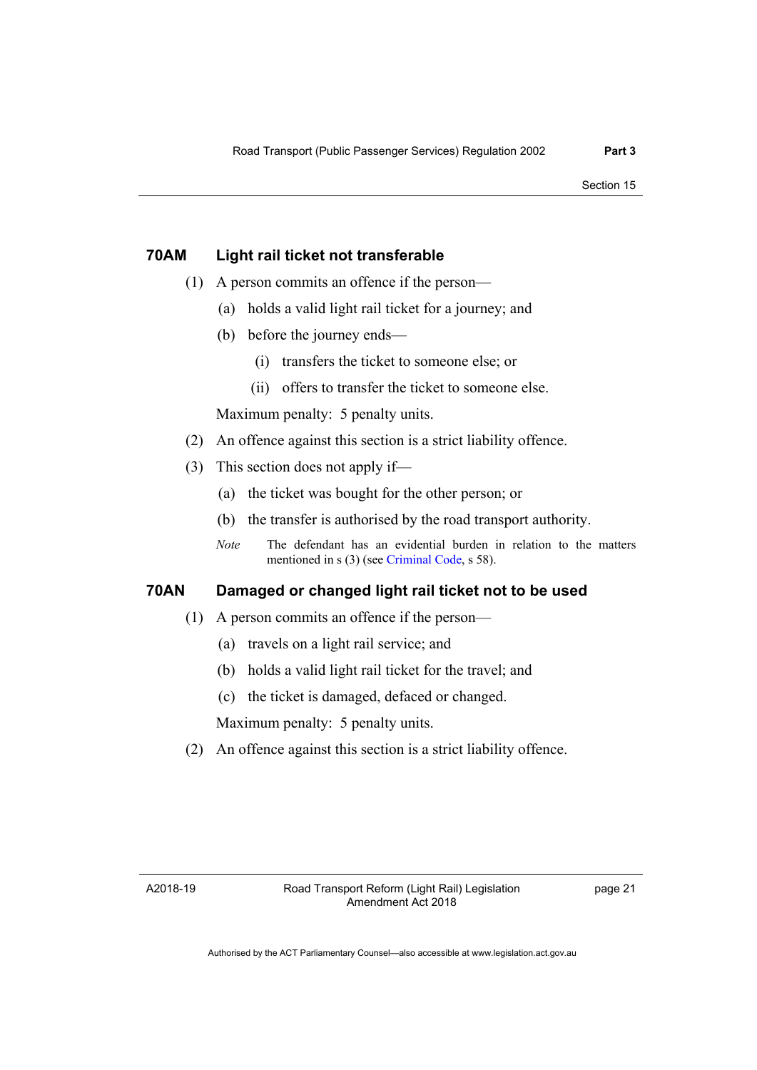### 70AM Light rail ticket not transferable

(1) A person commits an offence if the person—

(a) holds a valid light rail ticket for a journey; and

(b) before the journey ends—

(i) transfers the ticket to someone else; or

(ii) offers to transfer the ticket to someone else.

Maximum penalty: 5 penalty units.

(2) An offence against this section is a strict liability offence.

(3) This section does not apply if—

(a) the ticket was bought for the other person; or

(b) the transfer is authorised by the road transport authority.

*Note* The defendant has an evidential burden in relation to the matters mentioned in s (3) (see Criminal Code, s 58).

### 70AN Damaged or changed light rail ticket not to be used

(1) A person commits an offence if the person—

(a) travels on a light rail service; and

(b) holds a valid light rail ticket for the travel; and

(c) the ticket is damaged, defaced or changed.

Maximum penalty: 5 penalty units.

(2) An offence against this section is a strict liability offence.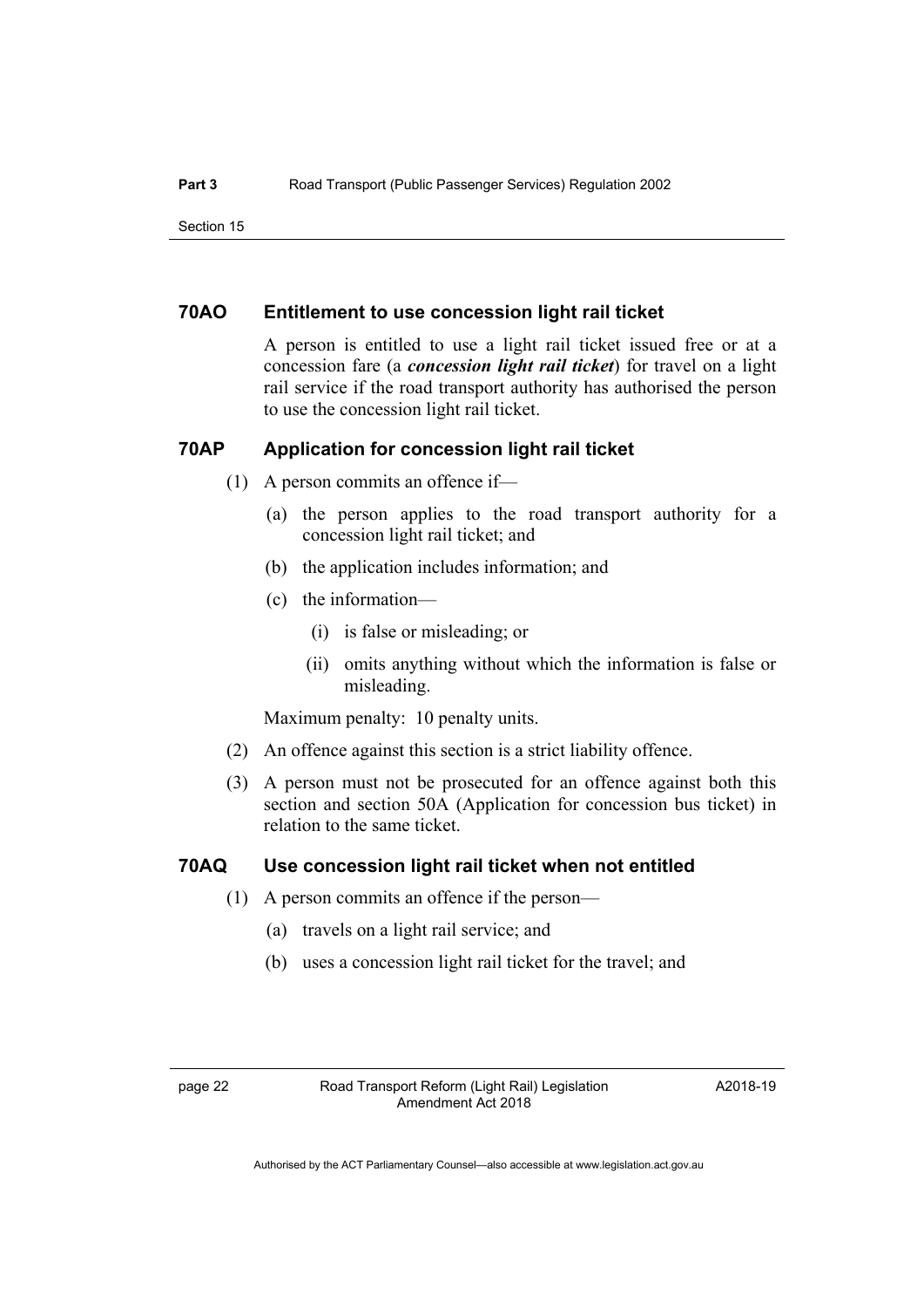### 70AO Entitlement to use concession light rail ticket

A person is entitled to use a light rail ticket issued free or at a concession fare (a ***concession light rail ticket***) for travel on a light rail service if the road transport authority has authorised the person to use the concession light rail ticket.

### 70AP Application for concession light rail ticket

(1) A person commits an offence if—

(a) the person applies to the road transport authority for a concession light rail ticket; and

(b) the application includes information; and

(c) the information—

(i) is false or misleading; or

(ii) omits anything without which the information is false or misleading.

Maximum penalty: 10 penalty units.

(2) An offence against this section is a strict liability offence.

(3) A person must not be prosecuted for an offence against both this section and section 50A (Application for concession bus ticket) in relation to the same ticket.

### 70AQ Use concession light rail ticket when not entitled

(1) A person commits an offence if the person—

(a) travels on a light rail service; and

(b) uses a concession light rail ticket for the travel; and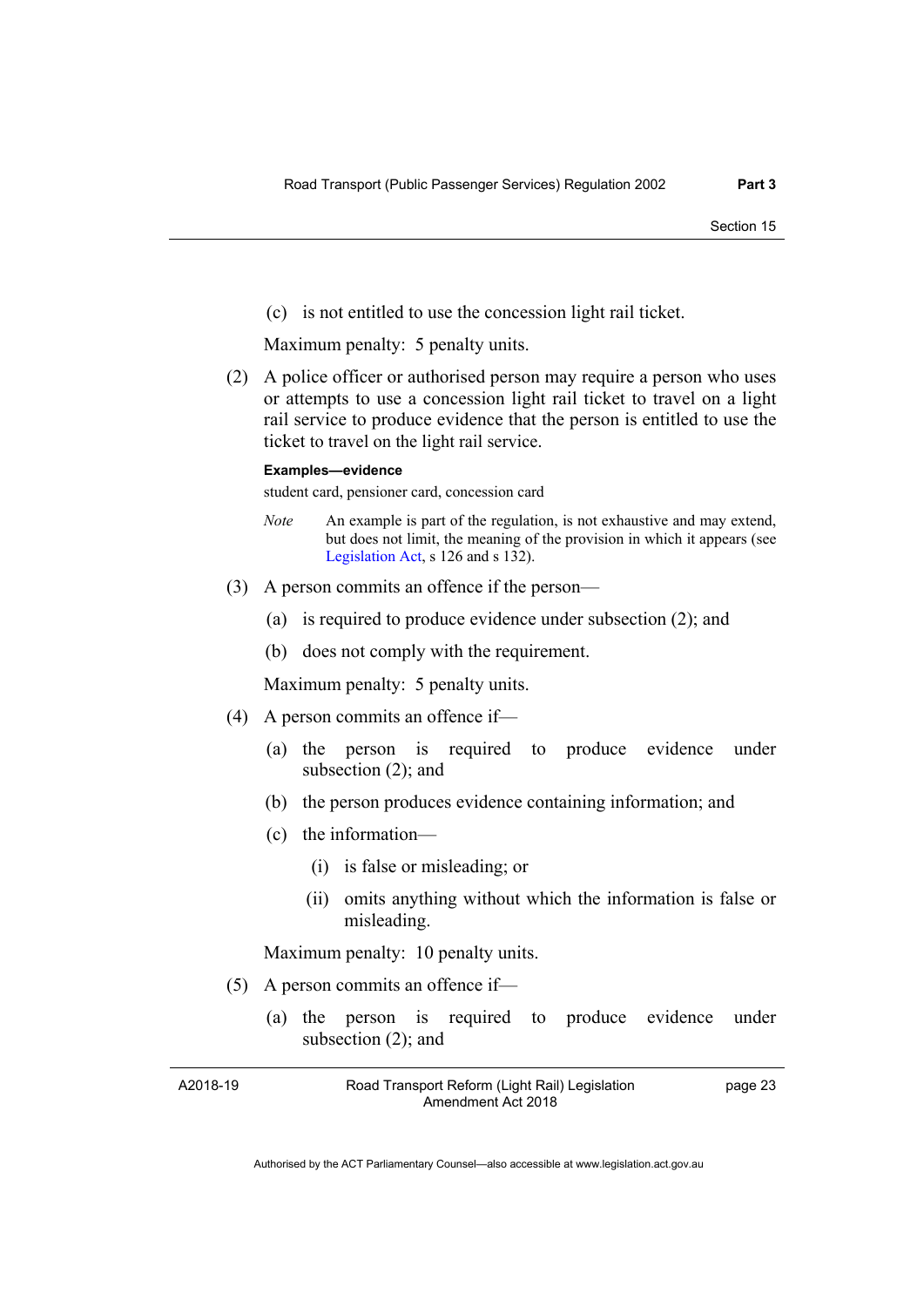(c) is not entitled to use the concession light rail ticket.

Maximum penalty: 5 penalty units.

(2) A police officer or authorised person may require a person who uses or attempts to use a concession light rail ticket to travel on a light rail service to produce evidence that the person is entitled to use the ticket to travel on the light rail service.

**Examples—evidence**

student card, pensioner card, concession card

*Note* An example is part of the regulation, is not exhaustive and may extend, but does not limit, the meaning of the provision in which it appears (see Legislation Act, s 126 and s 132).

(3) A person commits an offence if the person—

(a) is required to produce evidence under subsection (2); and

(b) does not comply with the requirement.

Maximum penalty: 5 penalty units.

(4) A person commits an offence if—

(a) the person is required to produce evidence under subsection (2); and

(b) the person produces evidence containing information; and

(c) the information—

(i) is false or misleading; or

(ii) omits anything without which the information is false or misleading.

Maximum penalty: 10 penalty units.

(5) A person commits an offence if—

(a) the person is required to produce evidence under subsection (2); and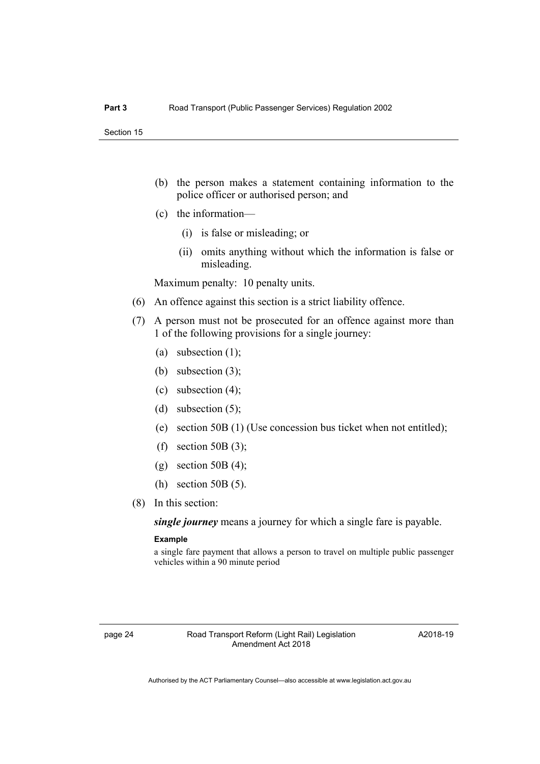(b) the person makes a statement containing information to the police officer or authorised person; and

(c) the information—

(i) is false or misleading; or

(ii) omits anything without which the information is false or misleading.

Maximum penalty: 10 penalty units.

(6) An offence against this section is a strict liability offence.

(7) A person must not be prosecuted for an offence against more than 1 of the following provisions for a single journey:

(a) subsection (1);

(b) subsection (3);

(c) subsection (4);

(d) subsection (5);

(e) section 50B (1) (Use concession bus ticket when not entitled);

(f) section 50B (3);

(g) section 50B (4);

(h) section 50B (5).

(8) In this section:

***single journey*** means a journey for which a single fare is payable.

**Example**

a single fare payment that allows a person to travel on multiple public passenger vehicles within a 90 minute period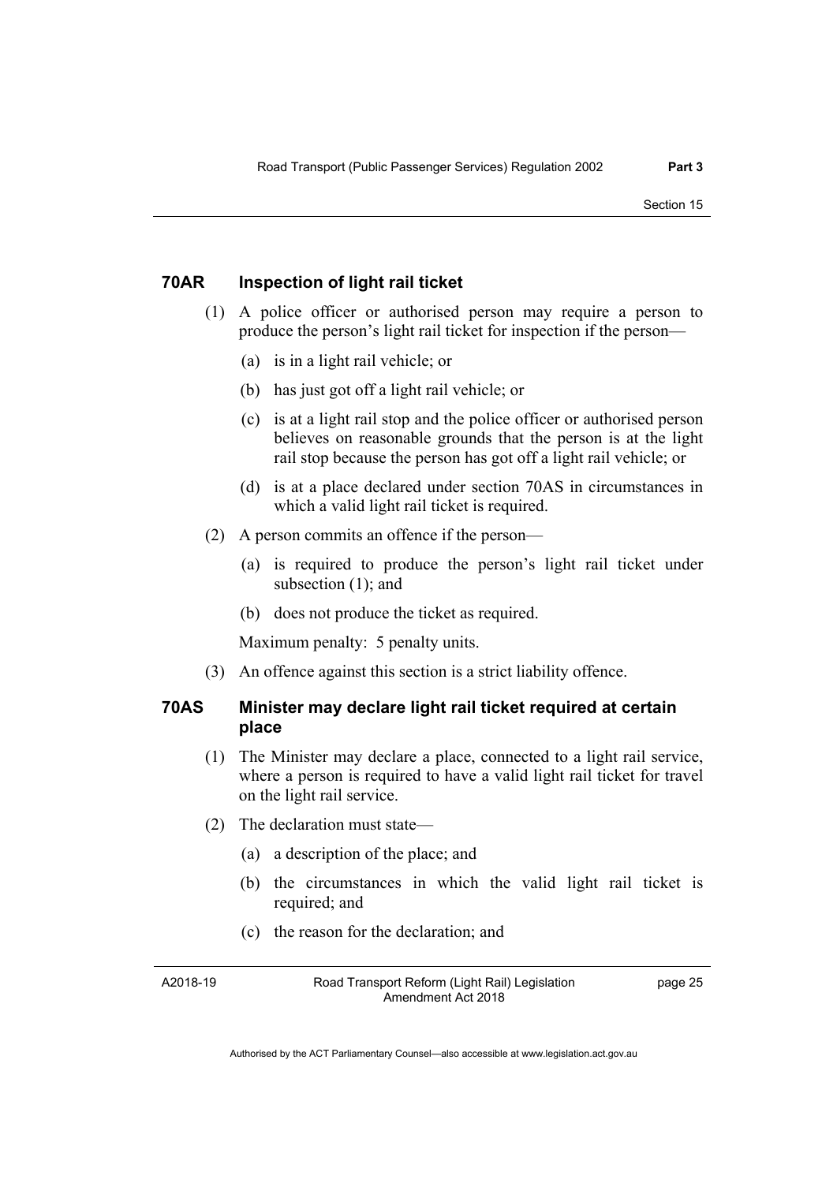### 70AR Inspection of light rail ticket

(1) A police officer or authorised person may require a person to produce the person's light rail ticket for inspection if the person—

(a) is in a light rail vehicle; or

(b) has just got off a light rail vehicle; or

(c) is at a light rail stop and the police officer or authorised person believes on reasonable grounds that the person is at the light rail stop because the person has got off a light rail vehicle; or

(d) is at a place declared under section 70AS in circumstances in which a valid light rail ticket is required.

(2) A person commits an offence if the person—

(a) is required to produce the person's light rail ticket under subsection (1); and

(b) does not produce the ticket as required.

Maximum penalty: 5 penalty units.

(3) An offence against this section is a strict liability offence.

### 70AS Minister may declare light rail ticket required at certain place

(1) The Minister may declare a place, connected to a light rail service, where a person is required to have a valid light rail ticket for travel on the light rail service.

(2) The declaration must state—

(a) a description of the place; and

(b) the circumstances in which the valid light rail ticket is required; and

(c) the reason for the declaration; and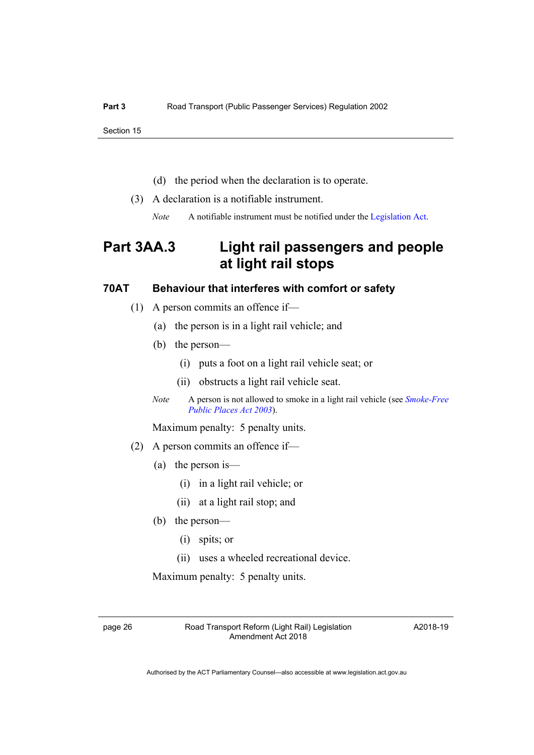(d) the period when the declaration is to operate.

(3) A declaration is a notifiable instrument.

*Note* A notifiable instrument must be notified under the Legislation Act.

# Part 3AA.3 Light rail passengers and people at light rail stops

### 70AT Behaviour that interferes with comfort or safety

(1) A person commits an offence if—

(a) the person is in a light rail vehicle; and

(b) the person—

(i) puts a foot on a light rail vehicle seat; or

(ii) obstructs a light rail vehicle seat.

*Note* A person is not allowed to smoke in a light rail vehicle (see *Smoke-Free Public Places Act 2003*).

Maximum penalty: 5 penalty units.

(2) A person commits an offence if—

(a) the person is—

(i) in a light rail vehicle; or

(ii) at a light rail stop; and

(b) the person—

(i) spits; or

(ii) uses a wheeled recreational device.

Maximum penalty: 5 penalty units.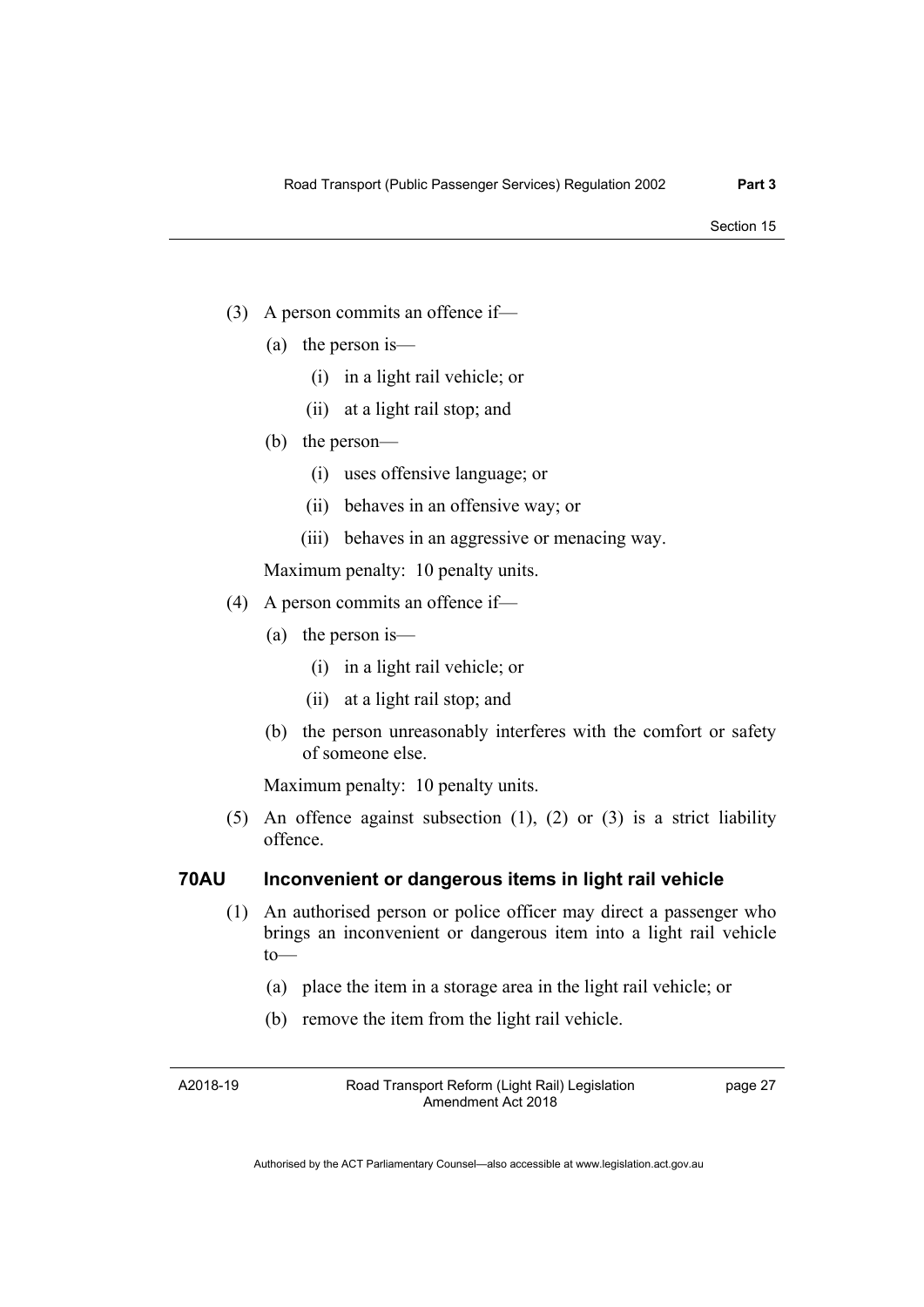(3) A person commits an offence if—

(a) the person is—

(i) in a light rail vehicle; or

(ii) at a light rail stop; and

(b) the person—

(i) uses offensive language; or

(ii) behaves in an offensive way; or

(iii) behaves in an aggressive or menacing way.

Maximum penalty: 10 penalty units.

(4) A person commits an offence if—

(a) the person is—

(i) in a light rail vehicle; or

(ii) at a light rail stop; and

(b) the person unreasonably interferes with the comfort or safety of someone else.

Maximum penalty: 10 penalty units.

(5) An offence against subsection (1), (2) or (3) is a strict liability offence.

### 70AU Inconvenient or dangerous items in light rail vehicle

(1) An authorised person or police officer may direct a passenger who brings an inconvenient or dangerous item into a light rail vehicle to—

(a) place the item in a storage area in the light rail vehicle; or

(b) remove the item from the light rail vehicle.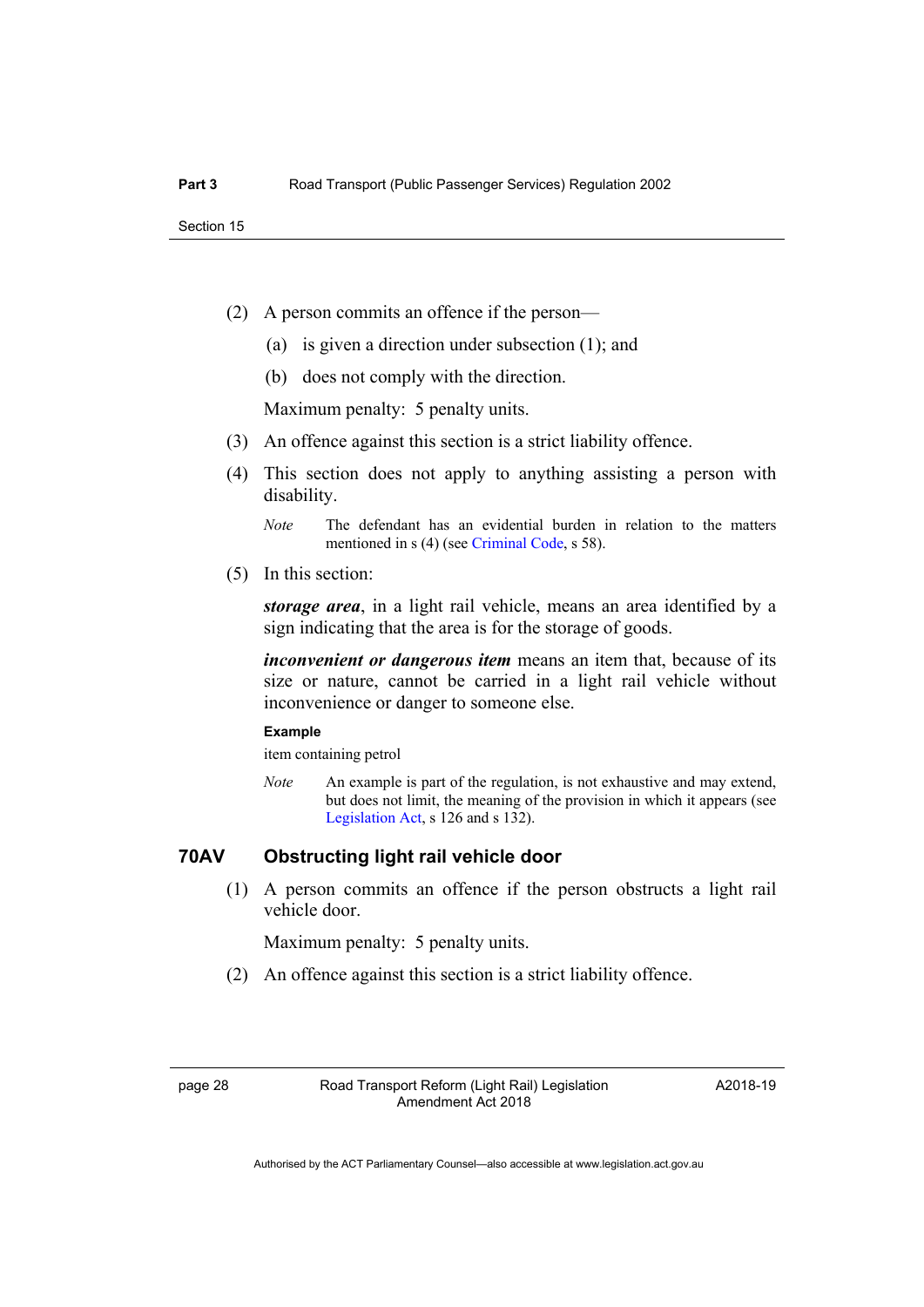(2) A person commits an offence if the person—

(a) is given a direction under subsection (1); and

(b) does not comply with the direction.

Maximum penalty: 5 penalty units.

(3) An offence against this section is a strict liability offence.

(4) This section does not apply to anything assisting a person with disability.

*Note* The defendant has an evidential burden in relation to the matters mentioned in s (4) (see Criminal Code, s 58).

(5) In this section:

***storage area***, in a light rail vehicle, means an area identified by a sign indicating that the area is for the storage of goods.

***inconvenient or dangerous item*** means an item that, because of its size or nature, cannot be carried in a light rail vehicle without inconvenience or danger to someone else.

**Example**

item containing petrol

*Note* An example is part of the regulation, is not exhaustive and may extend, but does not limit, the meaning of the provision in which it appears (see Legislation Act, s 126 and s 132).

### 70AV Obstructing light rail vehicle door

(1) A person commits an offence if the person obstructs a light rail vehicle door.

Maximum penalty: 5 penalty units.

(2) An offence against this section is a strict liability offence.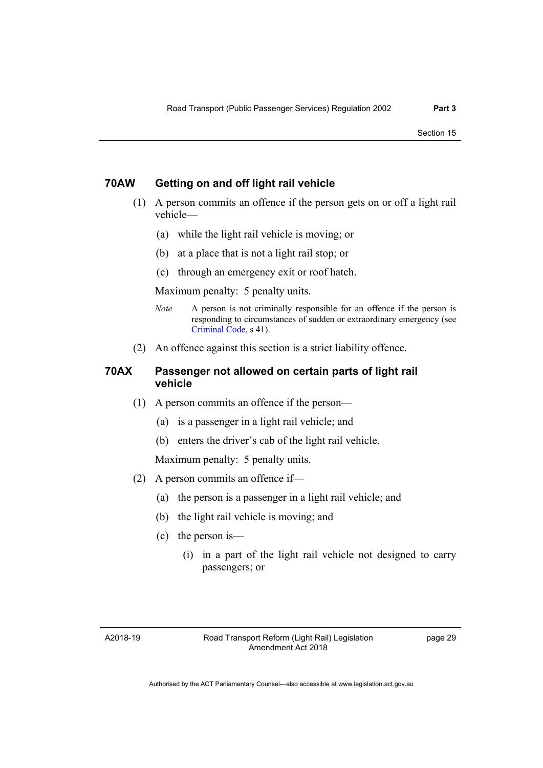### 70AW Getting on and off light rail vehicle

(1) A person commits an offence if the person gets on or off a light rail vehicle—

(a) while the light rail vehicle is moving; or

(b) at a place that is not a light rail stop; or

(c) through an emergency exit or roof hatch.

Maximum penalty: 5 penalty units.

*Note* A person is not criminally responsible for an offence if the person is responding to circumstances of sudden or extraordinary emergency (see Criminal Code, s 41).

(2) An offence against this section is a strict liability offence.

### 70AX Passenger not allowed on certain parts of light rail vehicle

(1) A person commits an offence if the person—

(a) is a passenger in a light rail vehicle; and

(b) enters the driver's cab of the light rail vehicle.

Maximum penalty: 5 penalty units.

(2) A person commits an offence if—

(a) the person is a passenger in a light rail vehicle; and

(b) the light rail vehicle is moving; and

(c) the person is—

(i) in a part of the light rail vehicle not designed to carry passengers; or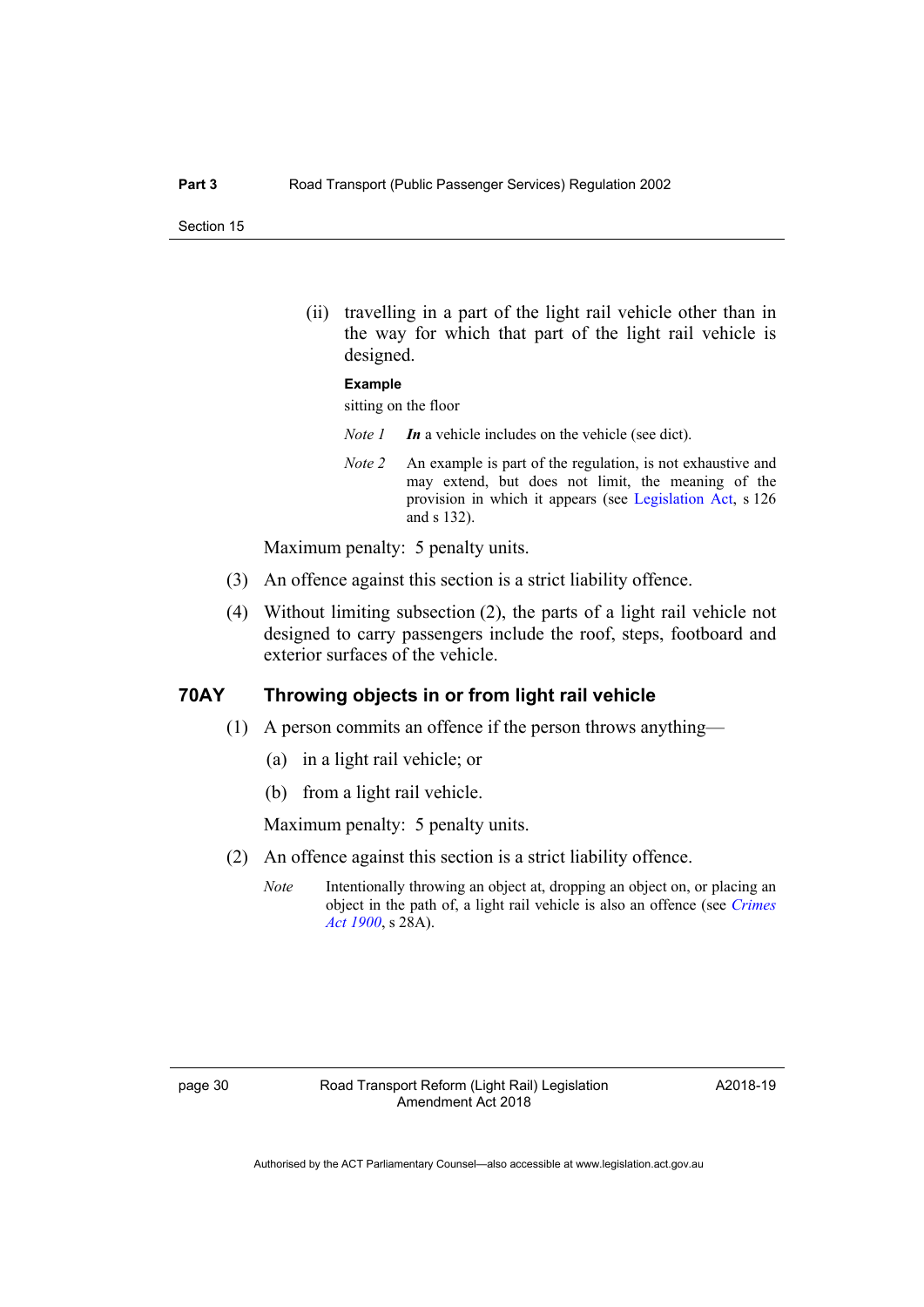(ii) travelling in a part of the light rail vehicle other than in the way for which that part of the light rail vehicle is designed.

**Example**

sitting on the floor

*Note 1* ***In*** a vehicle includes on the vehicle (see dict).

*Note 2* An example is part of the regulation, is not exhaustive and may extend, but does not limit, the meaning of the provision in which it appears (see Legislation Act, s 126 and s 132).

Maximum penalty: 5 penalty units.

(3) An offence against this section is a strict liability offence.

(4) Without limiting subsection (2), the parts of a light rail vehicle not designed to carry passengers include the roof, steps, footboard and exterior surfaces of the vehicle.

## 70AY Throwing objects in or from light rail vehicle

(1) A person commits an offence if the person throws anything—

(a) in a light rail vehicle; or

(b) from a light rail vehicle.

Maximum penalty: 5 penalty units.

(2) An offence against this section is a strict liability offence.

*Note* Intentionally throwing an object at, dropping an object on, or placing an object in the path of, a light rail vehicle is also an offence (see *Crimes Act 1900*, s 28A).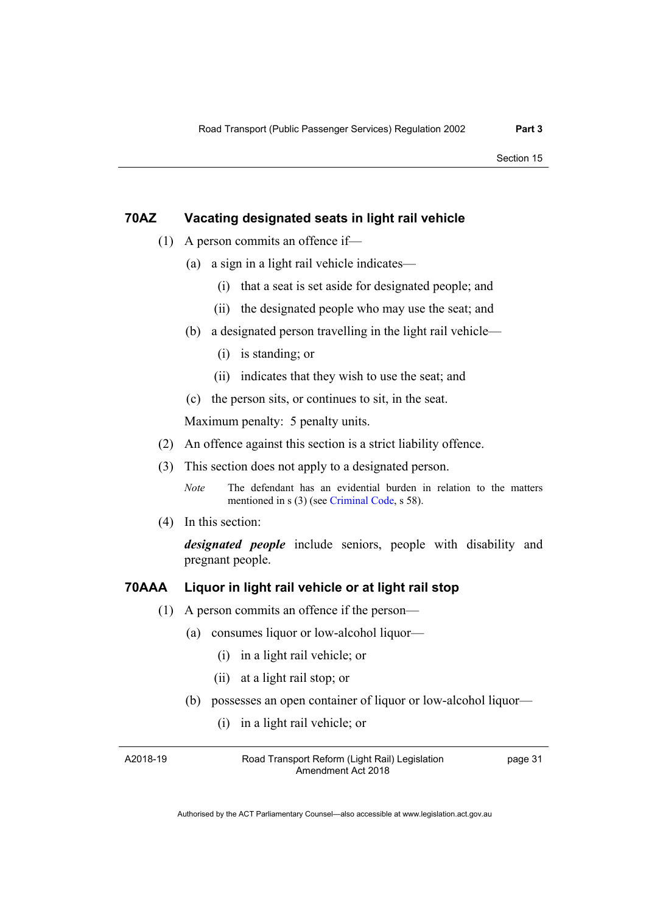### 70AZ Vacating designated seats in light rail vehicle

(1) A person commits an offence if—

(a) a sign in a light rail vehicle indicates—

(i) that a seat is set aside for designated people; and

(ii) the designated people who may use the seat; and

(b) a designated person travelling in the light rail vehicle—

(i) is standing; or

(ii) indicates that they wish to use the seat; and

(c) the person sits, or continues to sit, in the seat.

Maximum penalty: 5 penalty units.

(2) An offence against this section is a strict liability offence.

(3) This section does not apply to a designated person.

*Note* The defendant has an evidential burden in relation to the matters mentioned in s (3) (see Criminal Code, s 58).

(4) In this section:

***designated people*** include seniors, people with disability and pregnant people.

### 70AAA Liquor in light rail vehicle or at light rail stop

(1) A person commits an offence if the person—

(a) consumes liquor or low-alcohol liquor—

(i) in a light rail vehicle; or

(ii) at a light rail stop; or

(b) possesses an open container of liquor or low-alcohol liquor—

(i) in a light rail vehicle; or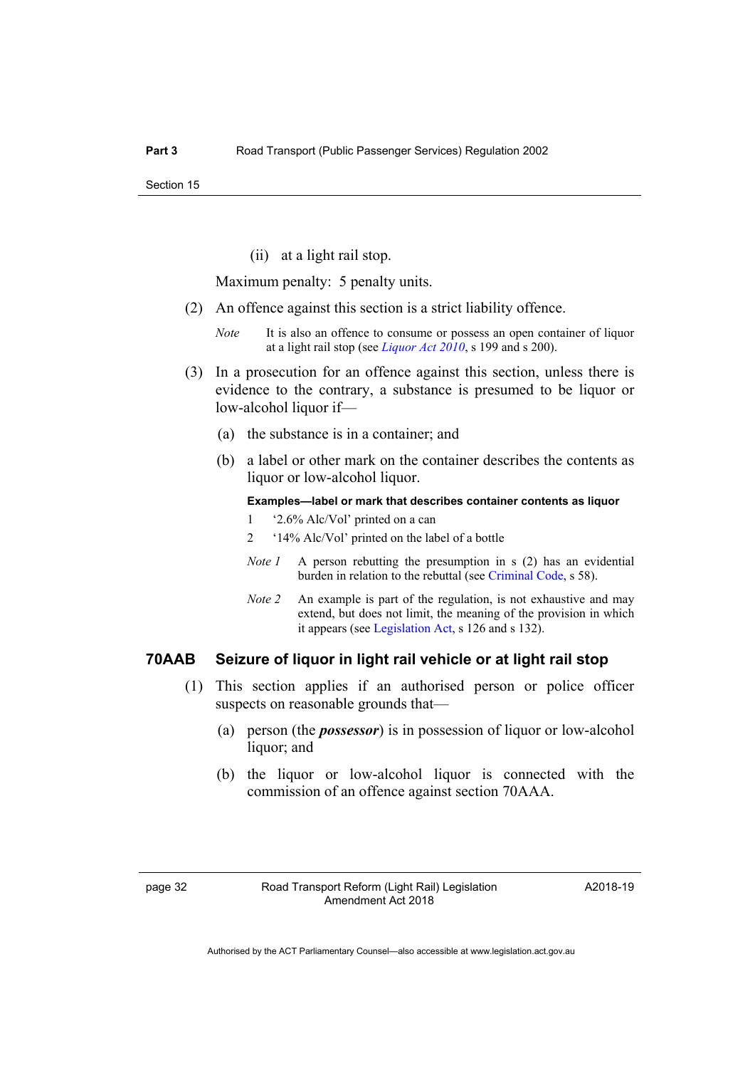(ii) at a light rail stop.

Maximum penalty: 5 penalty units.

(2) An offence against this section is a strict liability offence.

*Note* It is also an offence to consume or possess an open container of liquor at a light rail stop (see *Liquor Act 2010*, s 199 and s 200).

(3) In a prosecution for an offence against this section, unless there is evidence to the contrary, a substance is presumed to be liquor or low-alcohol liquor if—

(a) the substance is in a container; and

(b) a label or other mark on the container describes the contents as liquor or low-alcohol liquor.

**Examples—label or mark that describes container contents as liquor**

1 '2.6% Alc/Vol' printed on a can

2 '14% Alc/Vol' printed on the label of a bottle

*Note 1* A person rebutting the presumption in s (2) has an evidential burden in relation to the rebuttal (see Criminal Code, s 58).

*Note 2* An example is part of the regulation, is not exhaustive and may extend, but does not limit, the meaning of the provision in which it appears (see Legislation Act, s 126 and s 132).

## 70AAB Seizure of liquor in light rail vehicle or at light rail stop

(1) This section applies if an authorised person or police officer suspects on reasonable grounds that—

(a) person (the ***possessor***) is in possession of liquor or low-alcohol liquor; and

(b) the liquor or low-alcohol liquor is connected with the commission of an offence against section 70AAA.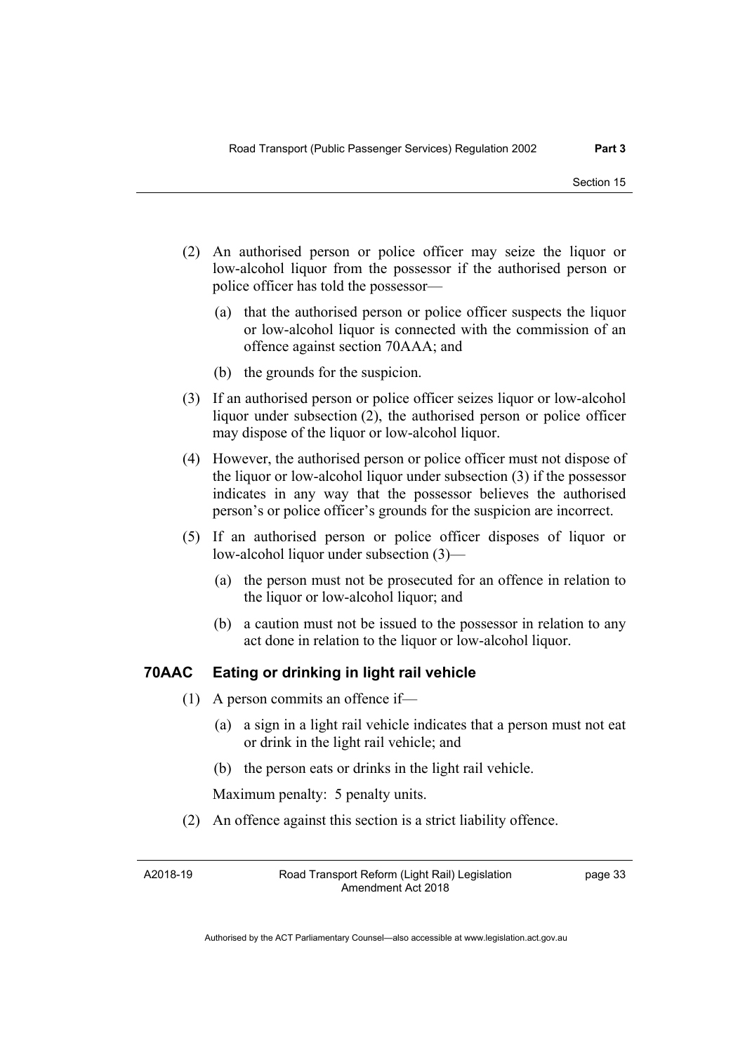(2) An authorised person or police officer may seize the liquor or low-alcohol liquor from the possessor if the authorised person or police officer has told the possessor—

(a) that the authorised person or police officer suspects the liquor or low-alcohol liquor is connected with the commission of an offence against section 70AAA; and

(b) the grounds for the suspicion.

(3) If an authorised person or police officer seizes liquor or low-alcohol liquor under subsection (2), the authorised person or police officer may dispose of the liquor or low-alcohol liquor.

(4) However, the authorised person or police officer must not dispose of the liquor or low-alcohol liquor under subsection (3) if the possessor indicates in any way that the possessor believes the authorised person's or police officer's grounds for the suspicion are incorrect.

(5) If an authorised person or police officer disposes of liquor or low-alcohol liquor under subsection (3)—

(a) the person must not be prosecuted for an offence in relation to the liquor or low-alcohol liquor; and

(b) a caution must not be issued to the possessor in relation to any act done in relation to the liquor or low-alcohol liquor.

### 70AAC Eating or drinking in light rail vehicle

(1) A person commits an offence if—

(a) a sign in a light rail vehicle indicates that a person must not eat or drink in the light rail vehicle; and

(b) the person eats or drinks in the light rail vehicle.

Maximum penalty: 5 penalty units.

(2) An offence against this section is a strict liability offence.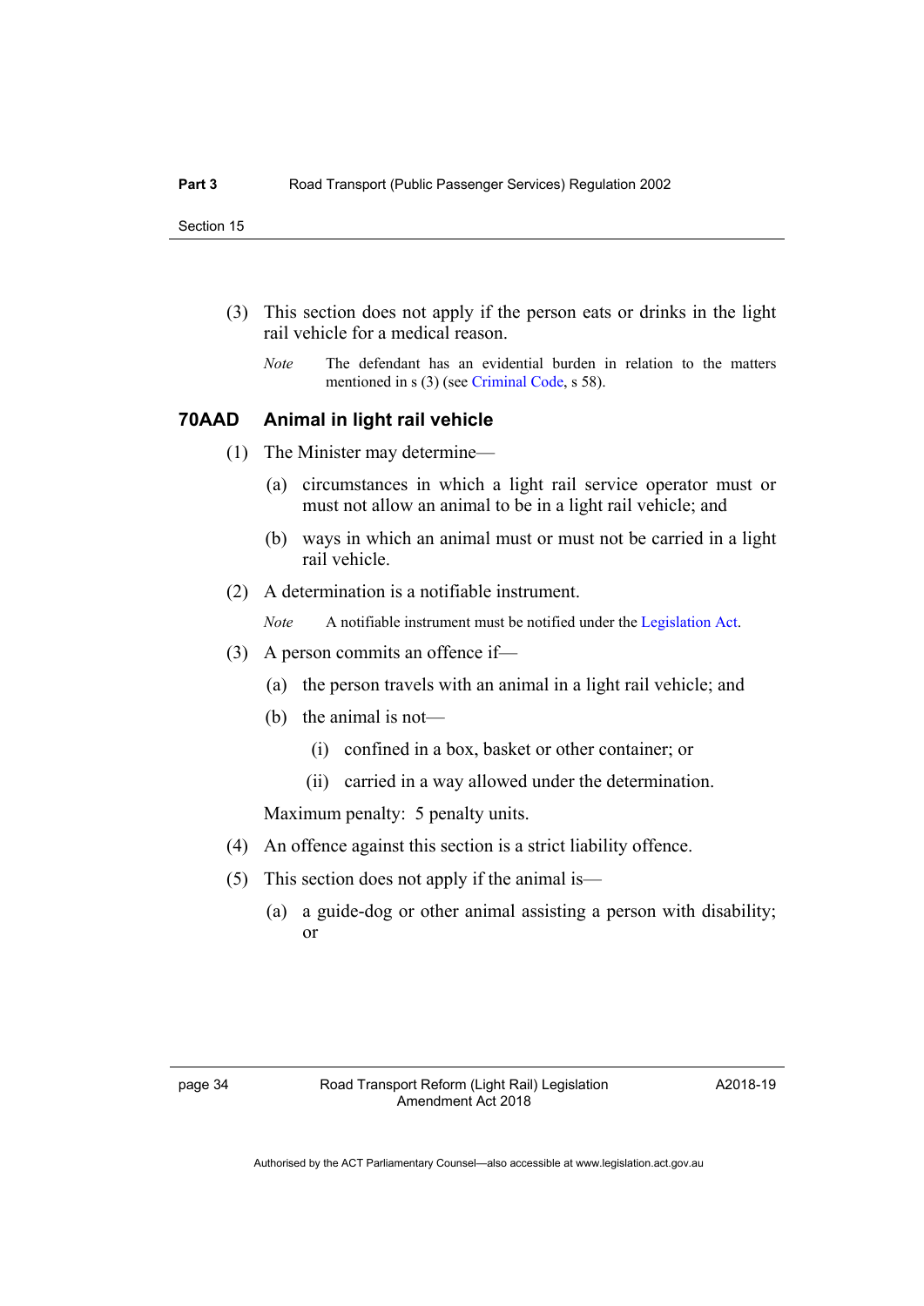(3) This section does not apply if the person eats or drinks in the light rail vehicle for a medical reason.

*Note* The defendant has an evidential burden in relation to the matters mentioned in s (3) (see Criminal Code, s 58).

### 70AAD Animal in light rail vehicle

(1) The Minister may determine—

(a) circumstances in which a light rail service operator must or must not allow an animal to be in a light rail vehicle; and

(b) ways in which an animal must or must not be carried in a light rail vehicle.

(2) A determination is a notifiable instrument.

*Note* A notifiable instrument must be notified under the Legislation Act.

(3) A person commits an offence if—

(a) the person travels with an animal in a light rail vehicle; and

(b) the animal is not—

(i) confined in a box, basket or other container; or

(ii) carried in a way allowed under the determination.

Maximum penalty: 5 penalty units.

(4) An offence against this section is a strict liability offence.

(5) This section does not apply if the animal is—

(a) a guide-dog or other animal assisting a person with disability; or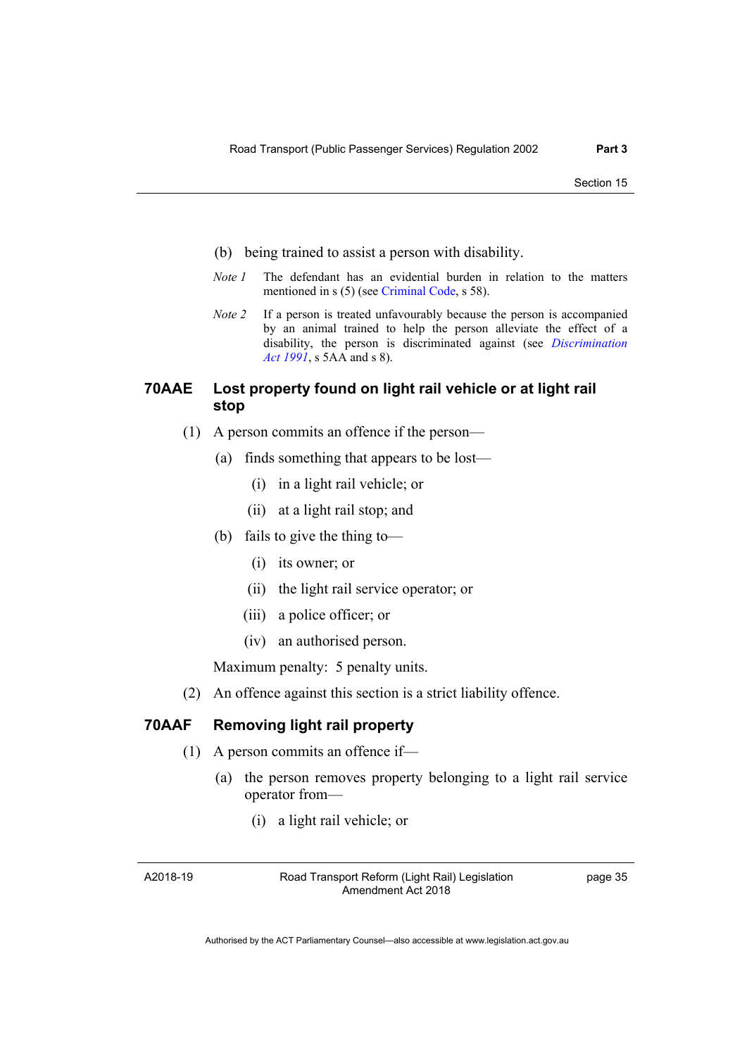(b) being trained to assist a person with disability.

*Note 1* The defendant has an evidential burden in relation to the matters mentioned in s (5) (see Criminal Code, s 58).

*Note 2* If a person is treated unfavourably because the person is accompanied by an animal trained to help the person alleviate the effect of a disability, the person is discriminated against (see *Discrimination Act 1991*, s 5AA and s 8).

### 70AAE Lost property found on light rail vehicle or at light rail stop

(1) A person commits an offence if the person—

(a) finds something that appears to be lost—

(i) in a light rail vehicle; or

(ii) at a light rail stop; and

(b) fails to give the thing to—

(i) its owner; or

(ii) the light rail service operator; or

(iii) a police officer; or

(iv) an authorised person.

Maximum penalty: 5 penalty units.

(2) An offence against this section is a strict liability offence.

### 70AAF Removing light rail property

(1) A person commits an offence if—

(a) the person removes property belonging to a light rail service operator from—

(i) a light rail vehicle; or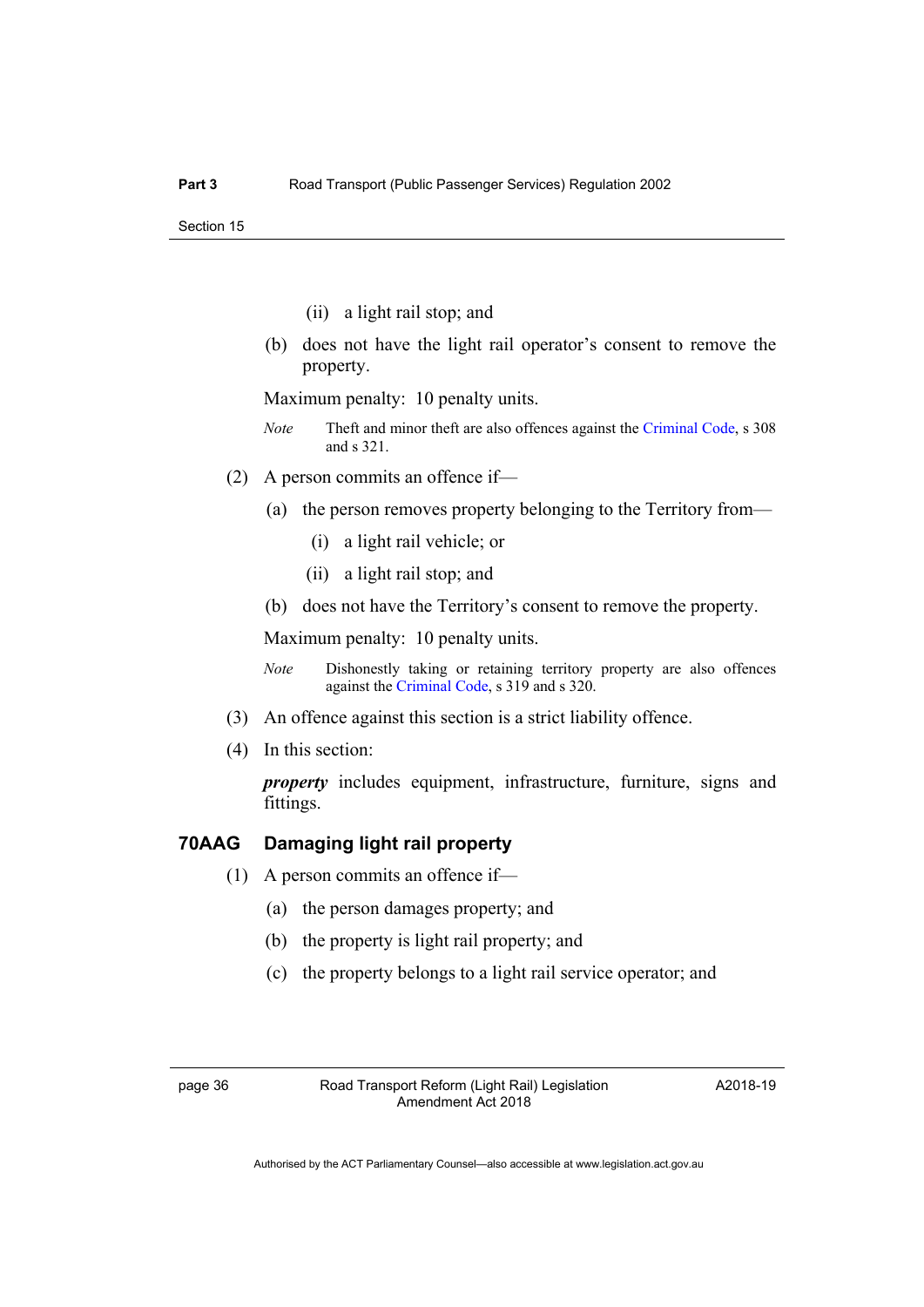(ii) a light rail stop; and

(b) does not have the light rail operator's consent to remove the property.

Maximum penalty: 10 penalty units.

*Note* Theft and minor theft are also offences against the Criminal Code, s 308 and s 321.

(2) A person commits an offence if—

(a) the person removes property belonging to the Territory from—

(i) a light rail vehicle; or

(ii) a light rail stop; and

(b) does not have the Territory's consent to remove the property.

Maximum penalty: 10 penalty units.

*Note* Dishonestly taking or retaining territory property are also offences against the Criminal Code, s 319 and s 320.

(3) An offence against this section is a strict liability offence.

(4) In this section:

***property*** includes equipment, infrastructure, furniture, signs and fittings.

### 70AAG Damaging light rail property

(1) A person commits an offence if—

(a) the person damages property; and

(b) the property is light rail property; and

(c) the property belongs to a light rail service operator; and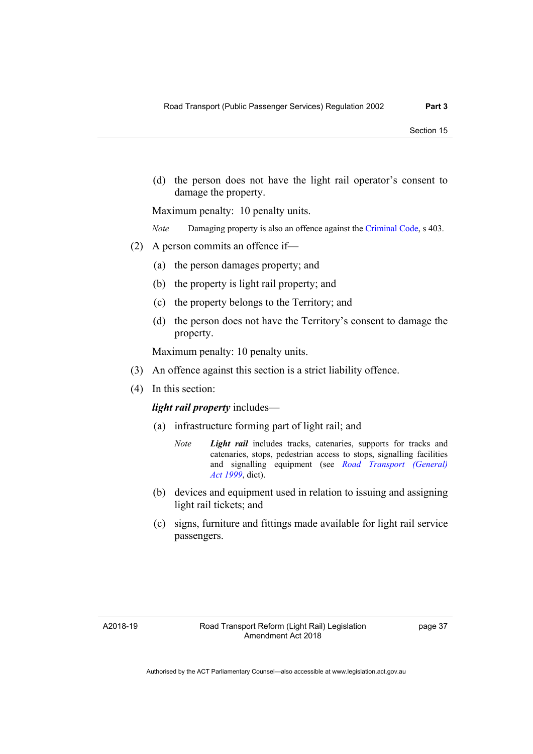(d) the person does not have the light rail operator's consent to damage the property.

Maximum penalty: 10 penalty units.

*Note* Damaging property is also an offence against the Criminal Code, s 403.

(2) A person commits an offence if—

(a) the person damages property; and

(b) the property is light rail property; and

(c) the property belongs to the Territory; and

(d) the person does not have the Territory's consent to damage the property.

Maximum penalty: 10 penalty units.

(3) An offence against this section is a strict liability offence.

(4) In this section:

***light rail property*** includes—

(a) infrastructure forming part of light rail; and

*Note* ***Light rail*** includes tracks, catenaries, supports for tracks and catenaries, stops, pedestrian access to stops, signalling facilities and signalling equipment (see *Road Transport (General) Act 1999*, dict).

(b) devices and equipment used in relation to issuing and assigning light rail tickets; and

(c) signs, furniture and fittings made available for light rail service passengers.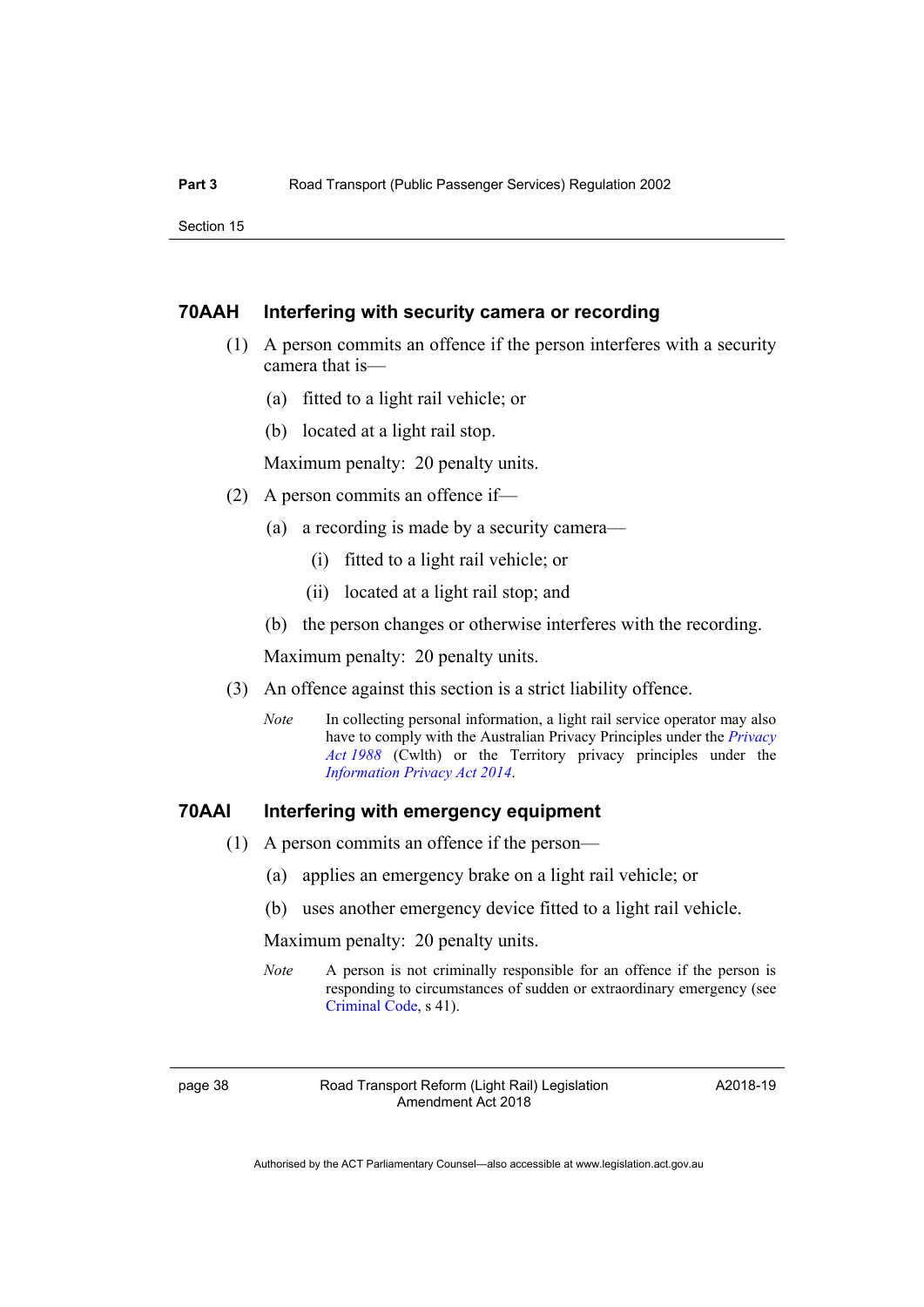### 70AAH Interfering with security camera or recording

(1) A person commits an offence if the person interferes with a security camera that is—

(a) fitted to a light rail vehicle; or

(b) located at a light rail stop.

Maximum penalty: 20 penalty units.

(2) A person commits an offence if—

(a) a recording is made by a security camera—

(i) fitted to a light rail vehicle; or

(ii) located at a light rail stop; and

(b) the person changes or otherwise interferes with the recording.

Maximum penalty: 20 penalty units.

(3) An offence against this section is a strict liability offence.

*Note* In collecting personal information, a light rail service operator may also have to comply with the Australian Privacy Principles under the *Privacy Act 1988* (Cwlth) or the Territory privacy principles under the *Information Privacy Act 2014*.

### 70AAI Interfering with emergency equipment

(1) A person commits an offence if the person—

(a) applies an emergency brake on a light rail vehicle; or

(b) uses another emergency device fitted to a light rail vehicle.

Maximum penalty: 20 penalty units.

*Note* A person is not criminally responsible for an offence if the person is responding to circumstances of sudden or extraordinary emergency (see Criminal Code, s 41).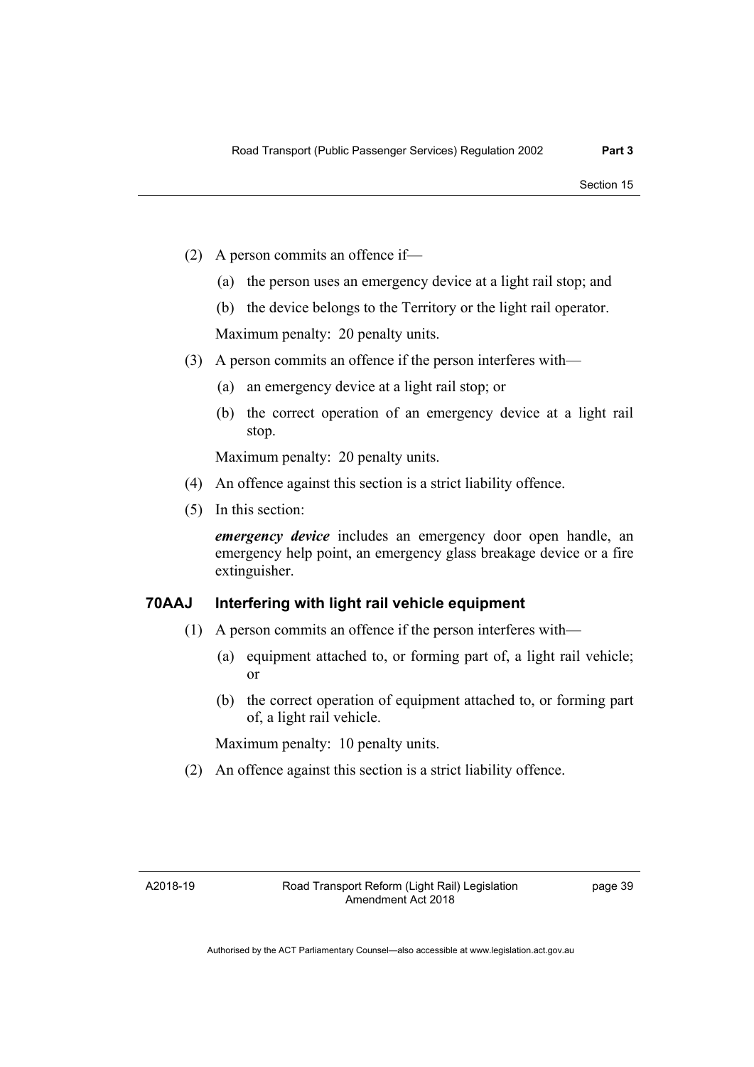(2) A person commits an offence if—

(a) the person uses an emergency device at a light rail stop; and

(b) the device belongs to the Territory or the light rail operator.

Maximum penalty: 20 penalty units.

(3) A person commits an offence if the person interferes with—

(a) an emergency device at a light rail stop; or

(b) the correct operation of an emergency device at a light rail stop.

Maximum penalty: 20 penalty units.

(4) An offence against this section is a strict liability offence.

(5) In this section:

***emergency device*** includes an emergency door open handle, an emergency help point, an emergency glass breakage device or a fire extinguisher.

### 70AAJ Interfering with light rail vehicle equipment

(1) A person commits an offence if the person interferes with—

(a) equipment attached to, or forming part of, a light rail vehicle; or

(b) the correct operation of equipment attached to, or forming part of, a light rail vehicle.

Maximum penalty: 10 penalty units.

(2) An offence against this section is a strict liability offence.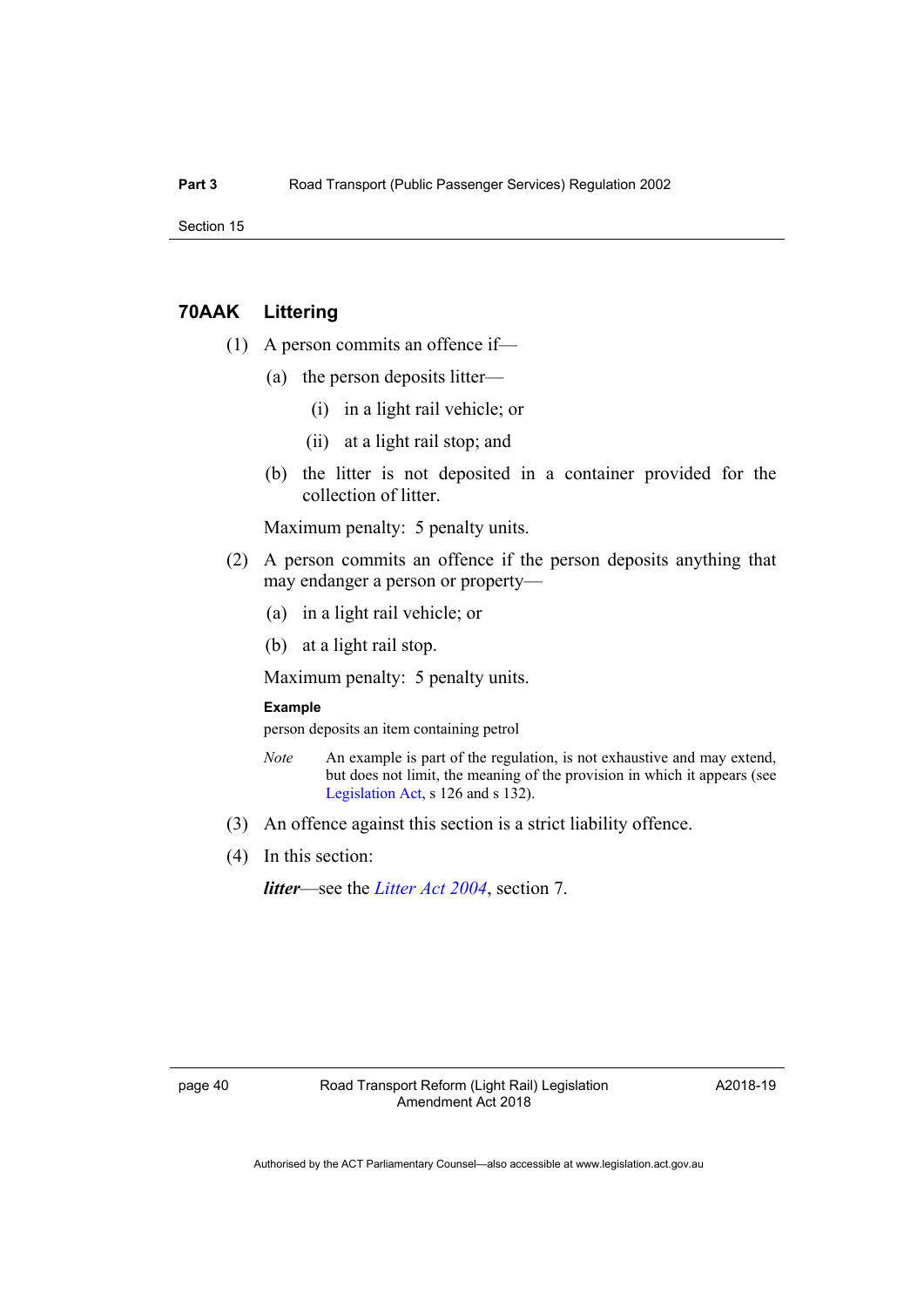### 70AAK Littering

(1) A person commits an offence if—

(a) the person deposits litter—

(i) in a light rail vehicle; or

(ii) at a light rail stop; and

(b) the litter is not deposited in a container provided for the collection of litter.

Maximum penalty: 5 penalty units.

(2) A person commits an offence if the person deposits anything that may endanger a person or property—

(a) in a light rail vehicle; or

(b) at a light rail stop.

Maximum penalty: 5 penalty units.

**Example**

person deposits an item containing petrol

*Note* An example is part of the regulation, is not exhaustive and may extend, but does not limit, the meaning of the provision in which it appears (see Legislation Act, s 126 and s 132).

(3) An offence against this section is a strict liability offence.

(4) In this section:

***litter***—see the *Litter Act 2004*, section 7.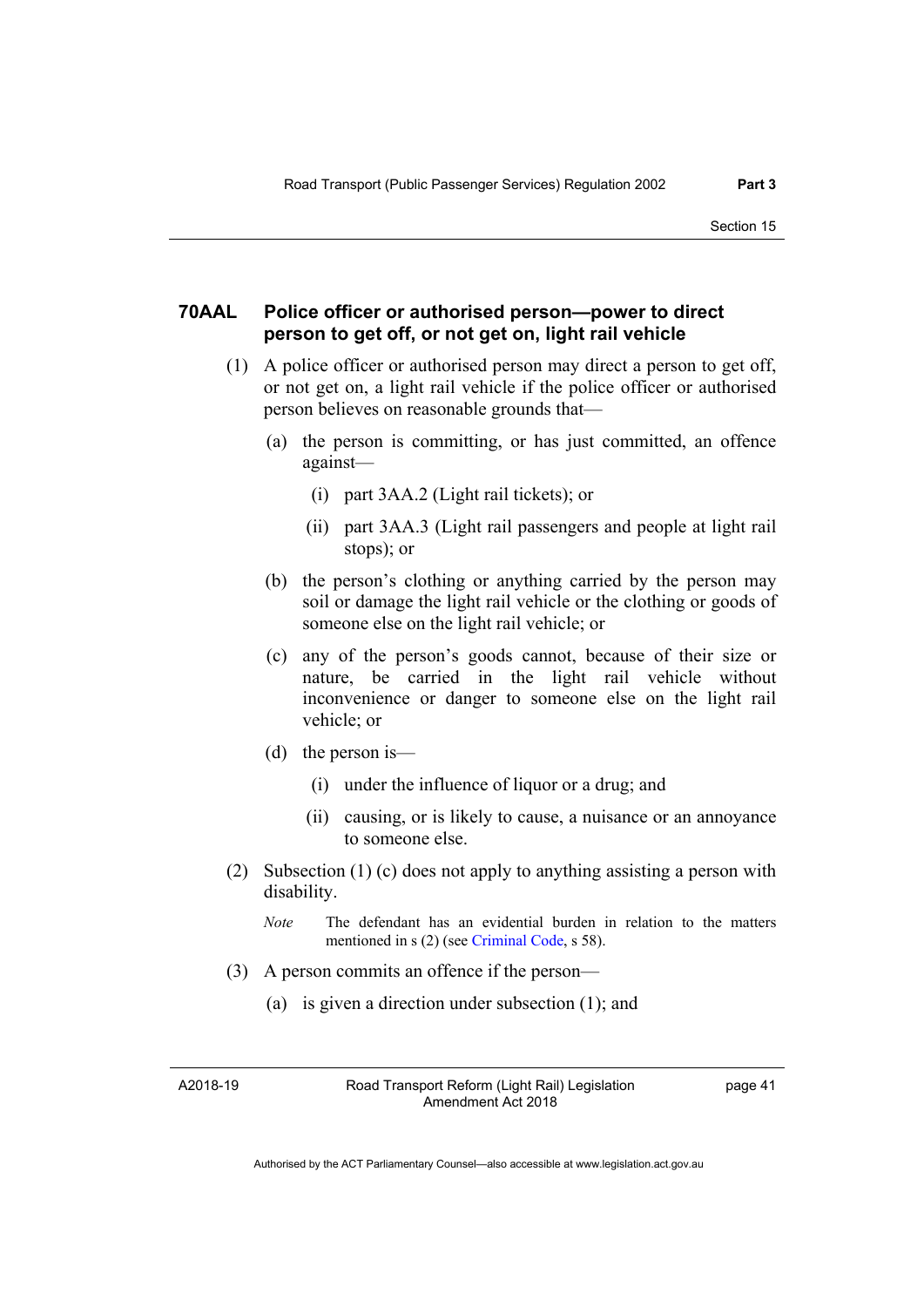### 70AAL Police officer or authorised person—power to direct person to get off, or not get on, light rail vehicle

(1) A police officer or authorised person may direct a person to get off, or not get on, a light rail vehicle if the police officer or authorised person believes on reasonable grounds that—

(a) the person is committing, or has just committed, an offence against—

(i) part 3AA.2 (Light rail tickets); or

(ii) part 3AA.3 (Light rail passengers and people at light rail stops); or

(b) the person's clothing or anything carried by the person may soil or damage the light rail vehicle or the clothing or goods of someone else on the light rail vehicle; or

(c) any of the person's goods cannot, because of their size or nature, be carried in the light rail vehicle without inconvenience or danger to someone else on the light rail vehicle; or

(d) the person is—

(i) under the influence of liquor or a drug; and

(ii) causing, or is likely to cause, a nuisance or an annoyance to someone else.

(2) Subsection (1) (c) does not apply to anything assisting a person with disability.

*Note* The defendant has an evidential burden in relation to the matters mentioned in s (2) (see Criminal Code, s 58).

(3) A person commits an offence if the person—

(a) is given a direction under subsection (1); and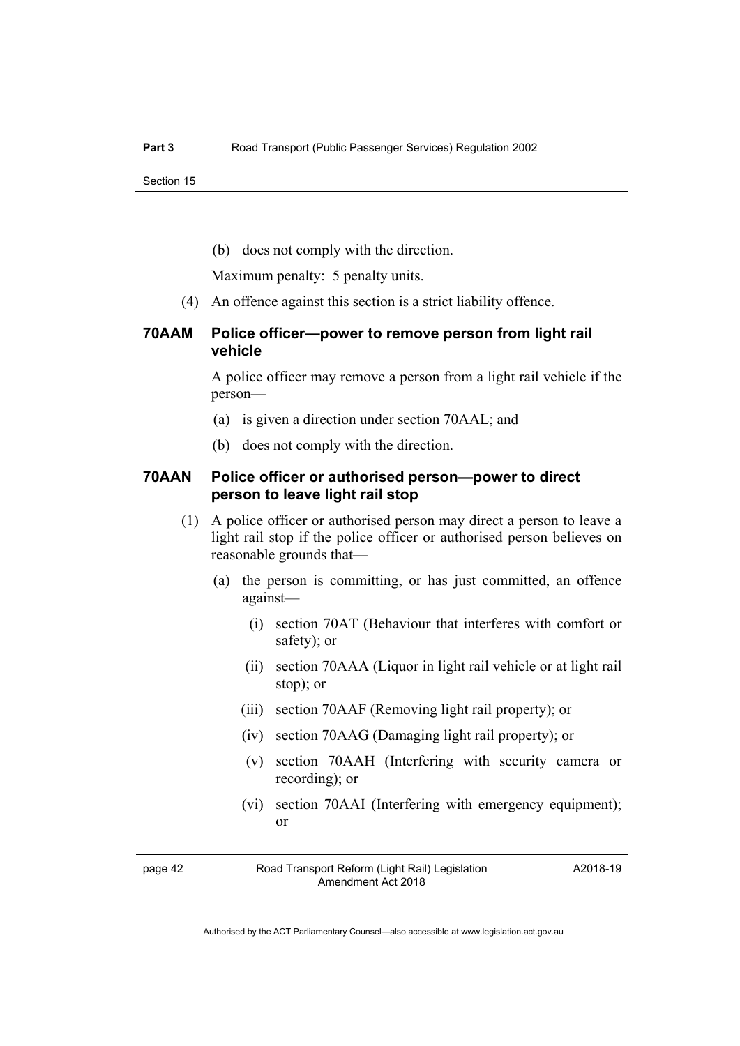(b) does not comply with the direction.

Maximum penalty: 5 penalty units.

(4) An offence against this section is a strict liability offence.

### 70AAM Police officer—power to remove person from light rail vehicle

A police officer may remove a person from a light rail vehicle if the person—

(a) is given a direction under section 70AAL; and

(b) does not comply with the direction.

### 70AAN Police officer or authorised person—power to direct person to leave light rail stop

(1) A police officer or authorised person may direct a person to leave a light rail stop if the police officer or authorised person believes on reasonable grounds that—

(a) the person is committing, or has just committed, an offence against—

(i) section 70AT (Behaviour that interferes with comfort or safety); or

(ii) section 70AAA (Liquor in light rail vehicle or at light rail stop); or

(iii) section 70AAF (Removing light rail property); or

(iv) section 70AAG (Damaging light rail property); or

(v) section 70AAH (Interfering with security camera or recording); or

(vi) section 70AAI (Interfering with emergency equipment); or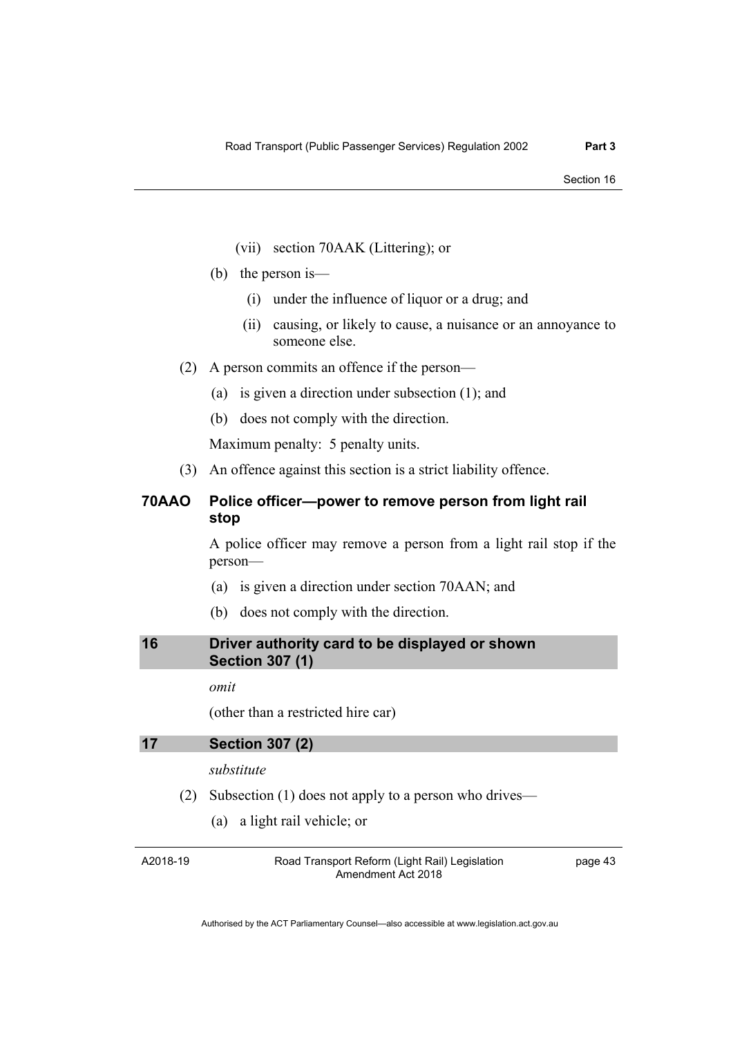(vii) section 70AAK (Littering); or

(b) the person is—

(i) under the influence of liquor or a drug; and

(ii) causing, or likely to cause, a nuisance or an annoyance to someone else.

(2) A person commits an offence if the person—

(a) is given a direction under subsection (1); and

(b) does not comply with the direction.

Maximum penalty: 5 penalty units.

(3) An offence against this section is a strict liability offence.

### 70AAO Police officer—power to remove person from light rail stop

A police officer may remove a person from a light rail stop if the person—

(a) is given a direction under section 70AAN; and

(b) does not comply with the direction.

## 16 Driver authority card to be displayed or shown Section 307 (1)

*omit*

(other than a restricted hire car)

## 17 Section 307 (2)

*substitute*

(2) Subsection (1) does not apply to a person who drives—

(a) a light rail vehicle; or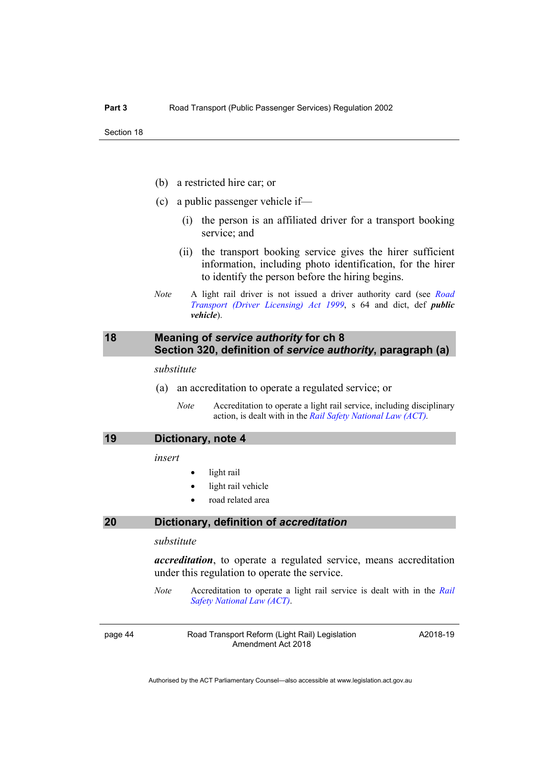(b) a restricted hire car; or

(c) a public passenger vehicle if—

(i) the person is an affiliated driver for a transport booking service; and

(ii) the transport booking service gives the hirer sufficient information, including photo identification, for the hirer to identify the person before the hiring begins.

*Note* A light rail driver is not issued a driver authority card (see *Road Transport (Driver Licensing) Act 1999*, s 64 and dict, def ***public vehicle***).

## 18 Meaning of *service authority* for ch 8 Section 320, definition of *service authority*, paragraph (a)

*substitute*

(a) an accreditation to operate a regulated service; or

*Note* Accreditation to operate a light rail service, including disciplinary action, is dealt with in the *Rail Safety National Law (ACT)*.

## 19 Dictionary, note 4

*insert*

- light rail
- light rail vehicle
- road related area

## 20 Dictionary, definition of *accreditation*

*substitute*

***accreditation***, to operate a regulated service, means accreditation under this regulation to operate the service.

*Note* Accreditation to operate a light rail service is dealt with in the *Rail Safety National Law (ACT)*.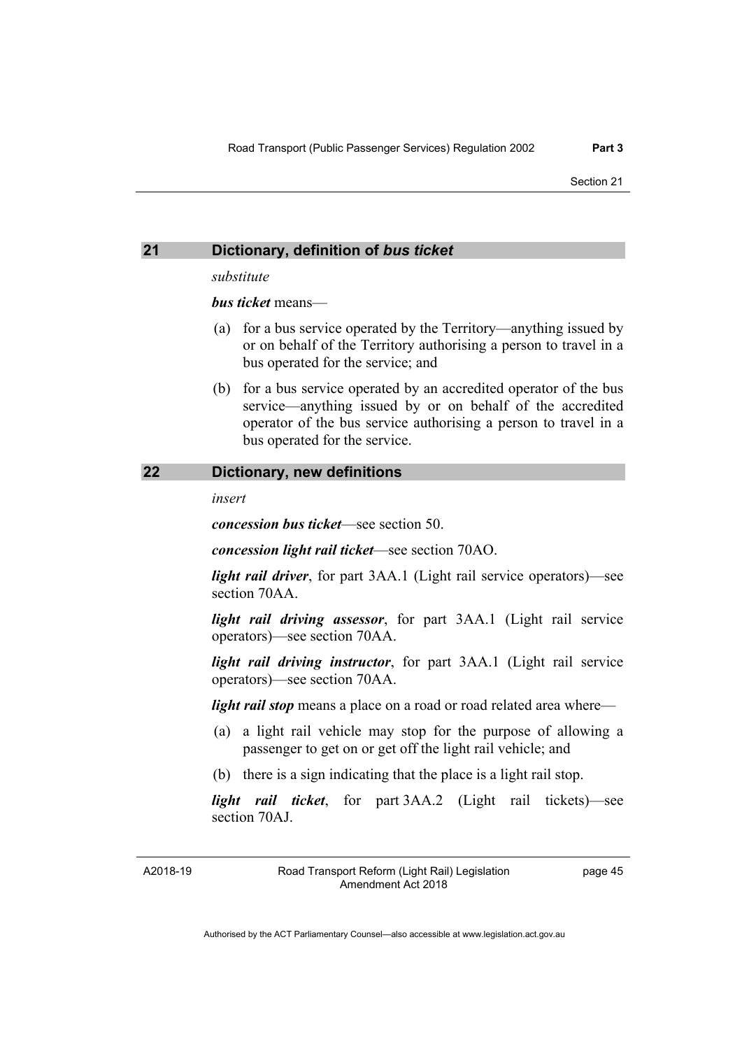## 21 Dictionary, definition of *bus ticket*

*substitute*

***bus ticket*** means—

(a) for a bus service operated by the Territory—anything issued by or on behalf of the Territory authorising a person to travel in a bus operated for the service; and

(b) for a bus service operated by an accredited operator of the bus service—anything issued by or on behalf of the accredited operator of the bus service authorising a person to travel in a bus operated for the service.

## 22 Dictionary, new definitions

*insert*

***concession bus ticket***—see section 50.

***concession light rail ticket***—see section 70AO.

***light rail driver***, for part 3AA.1 (Light rail service operators)—see section 70AA.

***light rail driving assessor***, for part 3AA.1 (Light rail service operators)—see section 70AA.

***light rail driving instructor***, for part 3AA.1 (Light rail service operators)—see section 70AA.

***light rail stop*** means a place on a road or road related area where—

(a) a light rail vehicle may stop for the purpose of allowing a passenger to get on or get off the light rail vehicle; and

(b) there is a sign indicating that the place is a light rail stop.

***light rail ticket***, for part 3AA.2 (Light rail tickets)—see section 70AJ.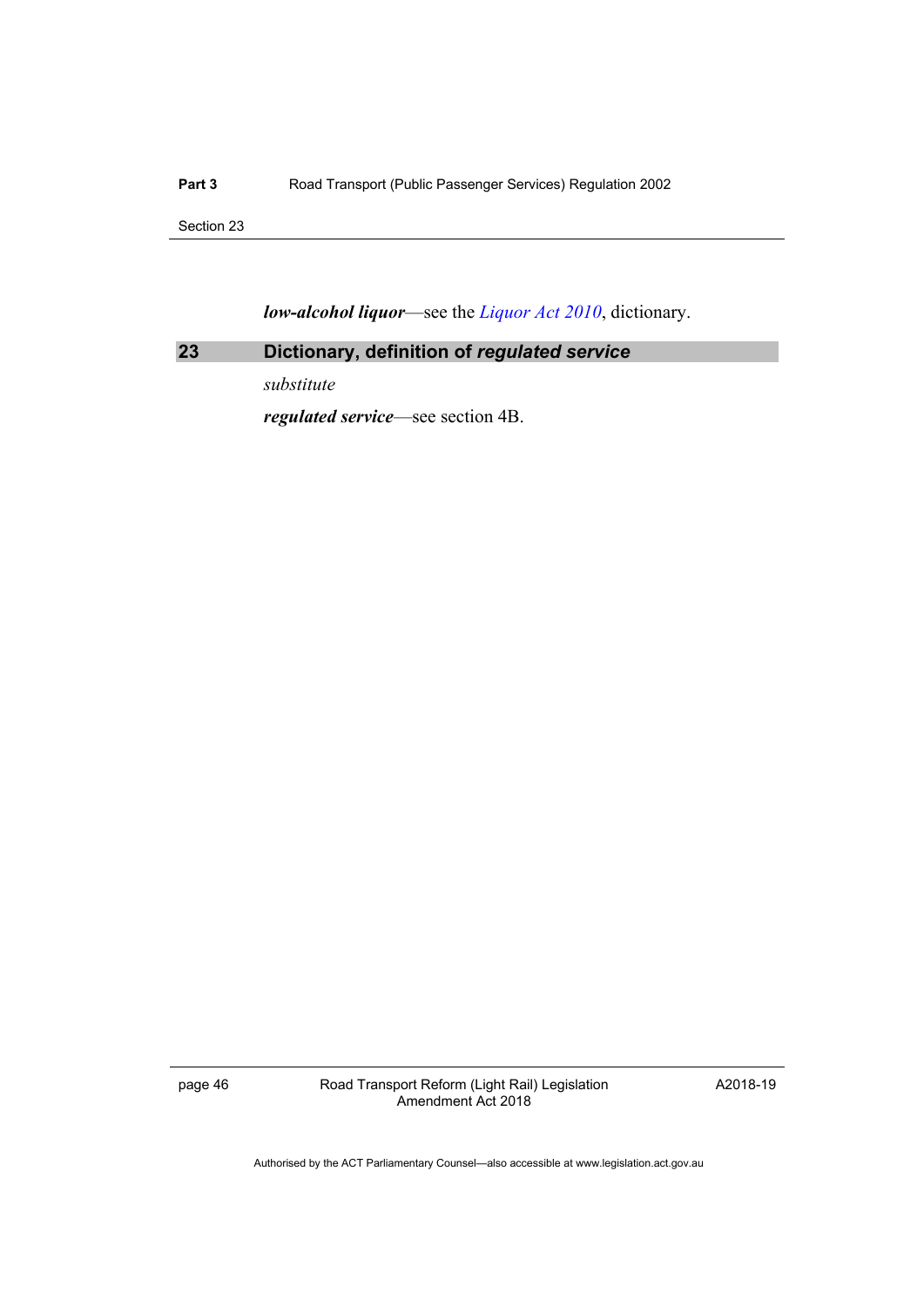***low-alcohol liquor***—see the *Liquor Act 2010*, dictionary.

## 23 Dictionary, definition of *regulated service*

*substitute*

***regulated service***—see section 4B.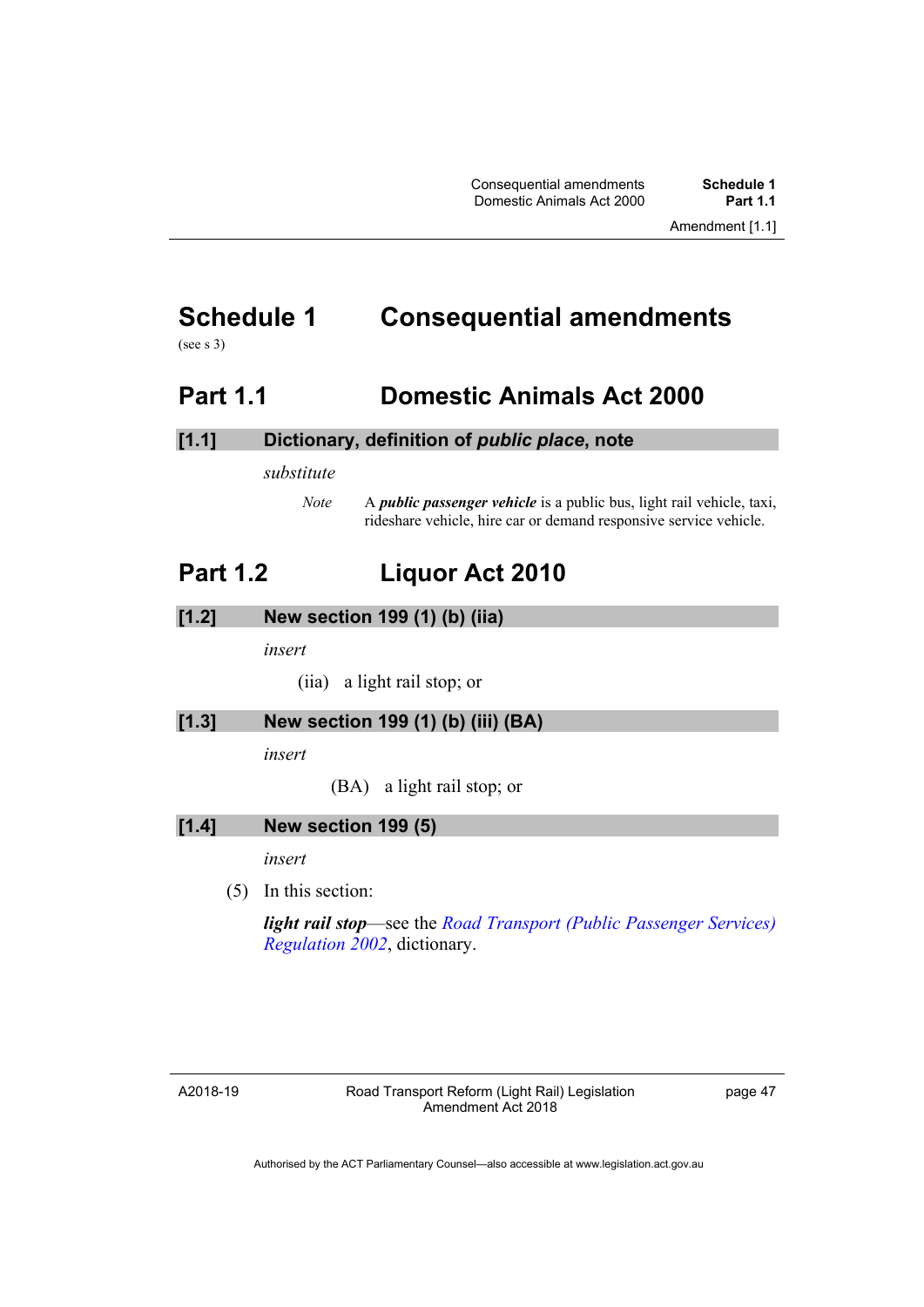# Schedule 1 Consequential amendments

(see s 3)

## Part 1.1 Domestic Animals Act 2000

### [1.1] Dictionary, definition of *public place*, note

*substitute*

*Note* A ***public passenger vehicle*** is a public bus, light rail vehicle, taxi, rideshare vehicle, hire car or demand responsive service vehicle.

## Part 1.2 Liquor Act 2010

### [1.2] New section 199 (1) (b) (iia)

*insert*

(iia) a light rail stop; or

### [1.3] New section 199 (1) (b) (iii) (BA)

*insert*

(BA) a light rail stop; or

### [1.4] New section 199 (5)

*insert*

(5) In this section:

***light rail stop***—see the *Road Transport (Public Passenger Services) Regulation 2002*, dictionary.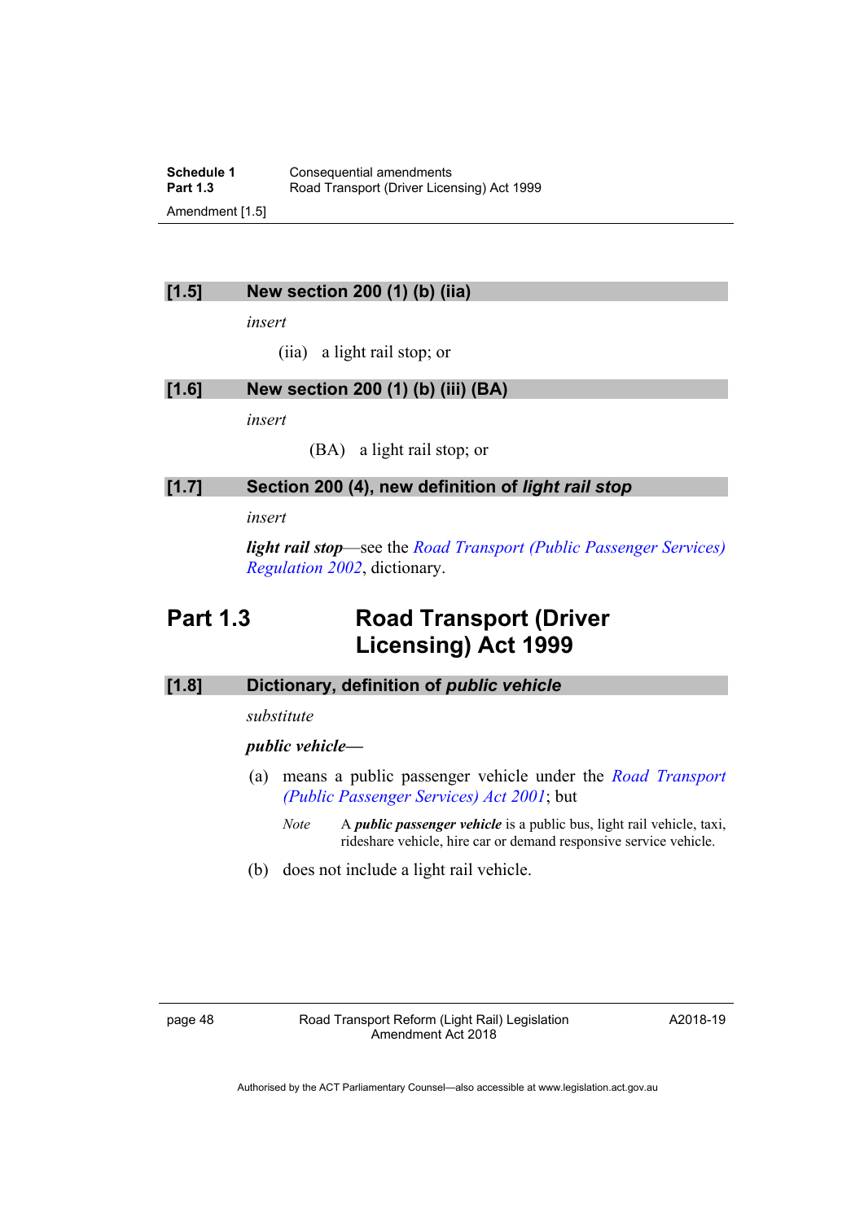## [1.5] New section 200 (1) (b) (iia)

*insert*

(iia) a light rail stop; or

## [1.6] New section 200 (1) (b) (iii) (BA)

*insert*

(BA) a light rail stop; or

## [1.7] Section 200 (4), new definition of *light rail stop*

*insert*

***light rail stop***—see the *Road Transport (Public Passenger Services) Regulation 2002*, dictionary.

# Part 1.3 Road Transport (Driver Licensing) Act 1999

## [1.8] Dictionary, definition of *public vehicle*

*substitute*

***public vehicle***—

(a) means a public passenger vehicle under the *Road Transport (Public Passenger Services) Act 2001*; but

*Note* A ***public passenger vehicle*** is a public bus, light rail vehicle, taxi, rideshare vehicle, hire car or demand responsive service vehicle.

(b) does not include a light rail vehicle.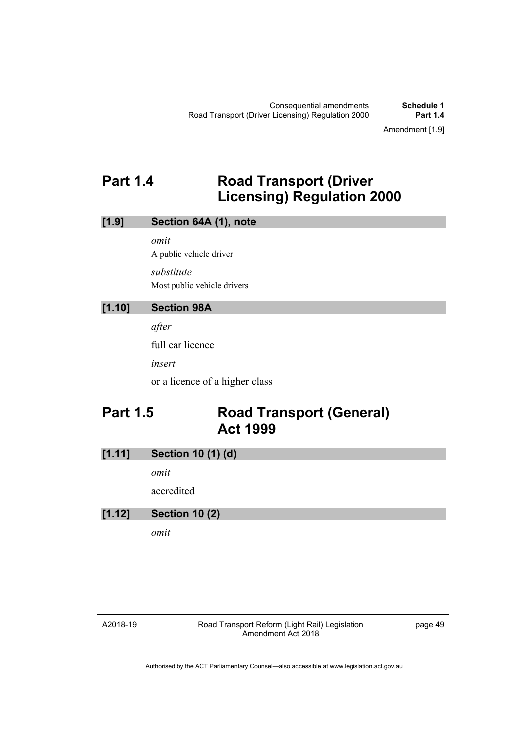## Part 1.4 Road Transport (Driver Licensing) Regulation 2000

### [1.9] Section 64A (1), note

*omit*

A public vehicle driver

*substitute*

Most public vehicle drivers

### [1.10] Section 98A

*after*

full car licence

*insert*

or a licence of a higher class

## Part 1.5 Road Transport (General) Act 1999

### [1.11] Section 10 (1) (d)

*omit*

accredited

### [1.12] Section 10 (2)

*omit*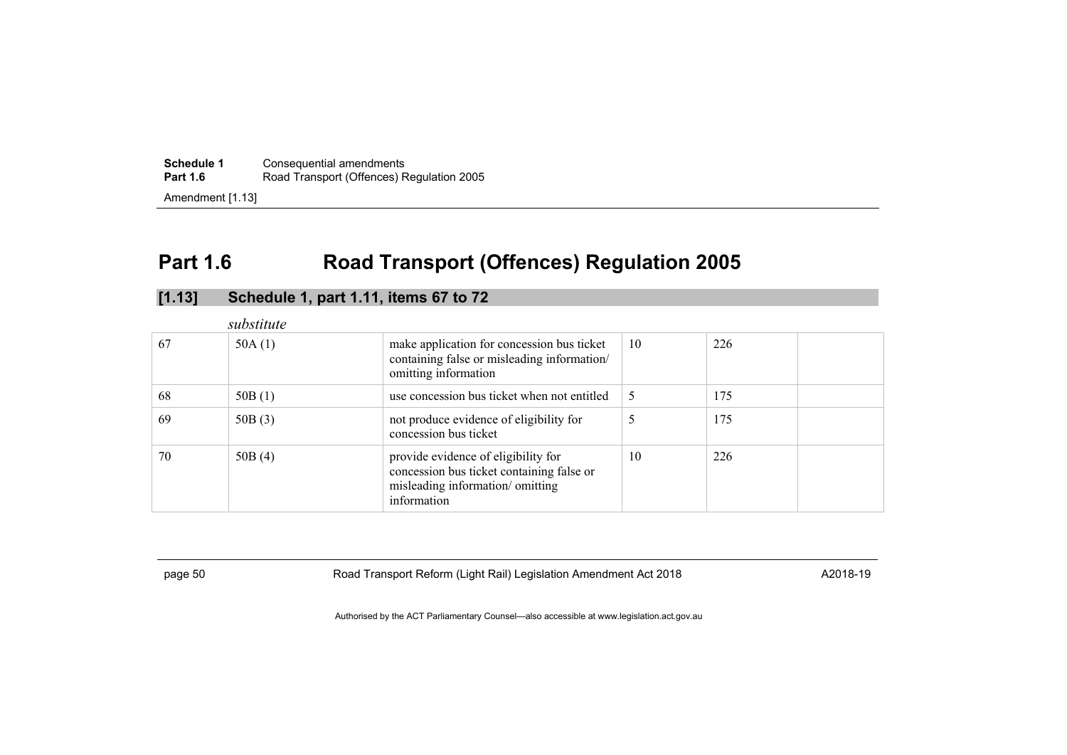## Part 1.6 Road Transport (Offences) Regulation 2005

### [1.13] Schedule 1, part 1.11, items 67 to 72

*substitute*

| | | | | | |
|---|---|---|---|---|---|
| 67 | 50A (1) | make application for concession bus ticket containing false or misleading information/ omitting information | 10 | 226 | |
| 68 | 50B (1) | use concession bus ticket when not entitled | 5 | 175 | |
| 69 | 50B (3) | not produce evidence of eligibility for concession bus ticket | 5 | 175 | |
| 70 | 50B (4) | provide evidence of eligibility for concession bus ticket containing false or misleading information/ omitting information | 10 | 226 | |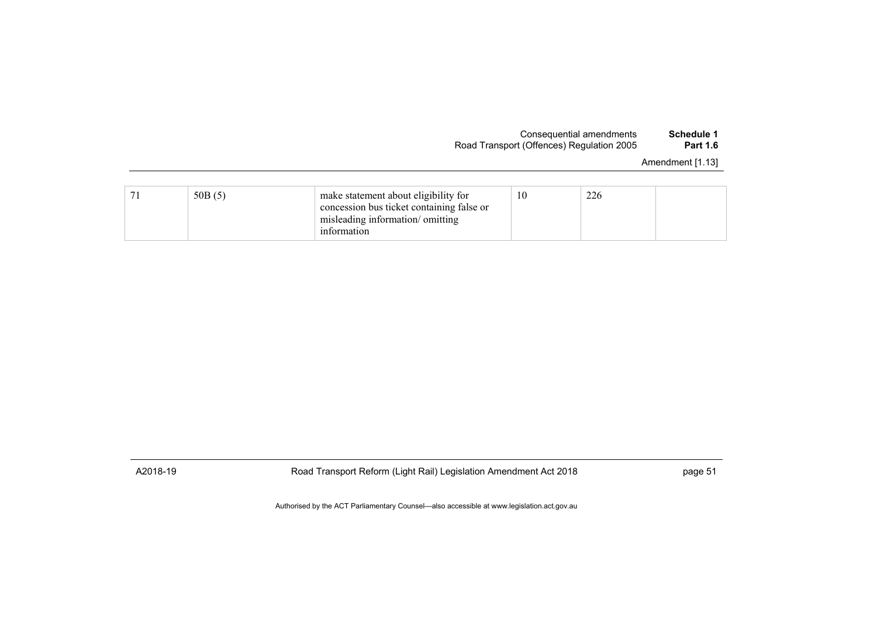| | | | | | |
|---|---|---|---|---|---|
| 71 | 50B (5) | make statement about eligibility for concession bus ticket containing false or misleading information/ omitting information | 10 | 226 | |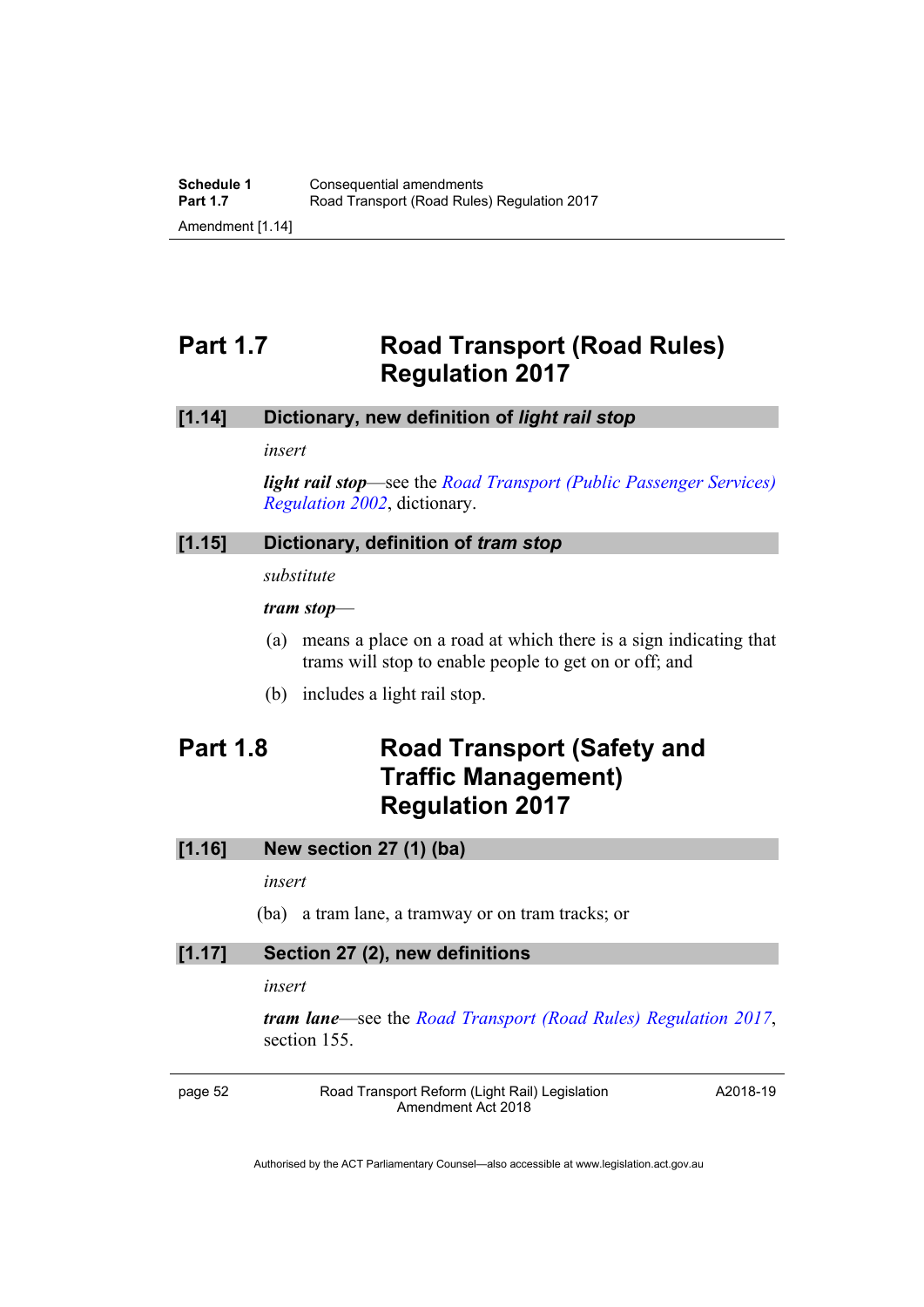## Part 1.7 Road Transport (Road Rules) Regulation 2017

### [1.14] Dictionary, new definition of *light rail stop*

*insert*

***light rail stop***—see the *Road Transport (Public Passenger Services) Regulation 2002*, dictionary.

### [1.15] Dictionary, definition of *tram stop*

*substitute*

***tram stop***—

(a) means a place on a road at which there is a sign indicating that trams will stop to enable people to get on or off; and

(b) includes a light rail stop.

## Part 1.8 Road Transport (Safety and Traffic Management) Regulation 2017

### [1.16] New section 27 (1) (ba)

*insert*

(ba) a tram lane, a tramway or on tram tracks; or

### [1.17] Section 27 (2), new definitions

*insert*

***tram lane***—see the *Road Transport (Road Rules) Regulation 2017*, section 155.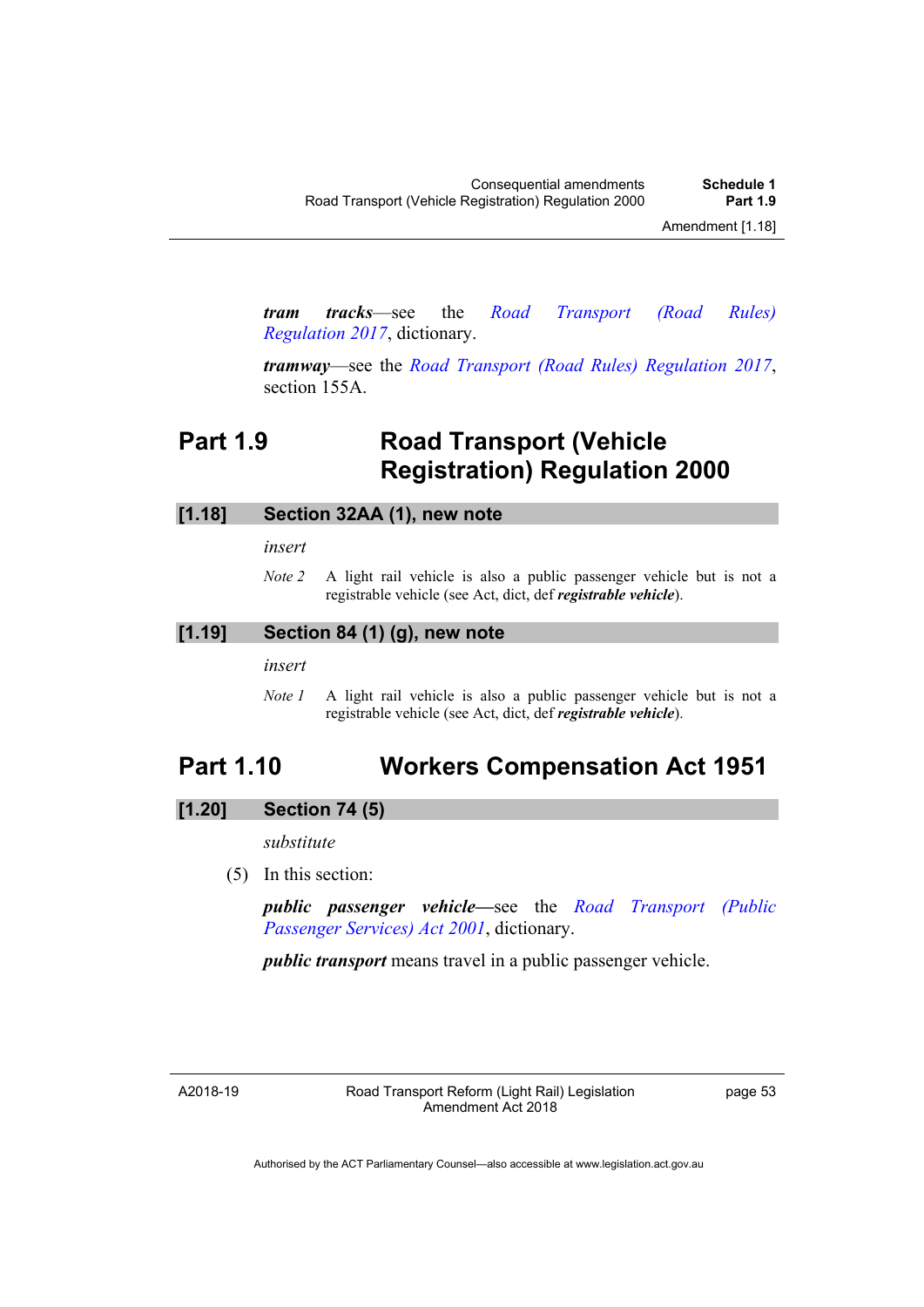***tram tracks***—see the *Road Transport (Road Rules) Regulation 2017*, dictionary.

***tramway***—see the *Road Transport (Road Rules) Regulation 2017*, section 155A.

## Part 1.9 Road Transport (Vehicle Registration) Regulation 2000

### [1.18] Section 32AA (1), new note

*insert*

*Note 2* A light rail vehicle is also a public passenger vehicle but is not a registrable vehicle (see Act, dict, def ***registrable vehicle***).

### [1.19] Section 84 (1) (g), new note

*insert*

*Note 1* A light rail vehicle is also a public passenger vehicle but is not a registrable vehicle (see Act, dict, def ***registrable vehicle***).

## Part 1.10 Workers Compensation Act 1951

### [1.20] Section 74 (5)

*substitute*

(5) In this section:

***public passenger vehicle***—see the *Road Transport (Public Passenger Services) Act 2001*, dictionary.

***public transport*** means travel in a public passenger vehicle.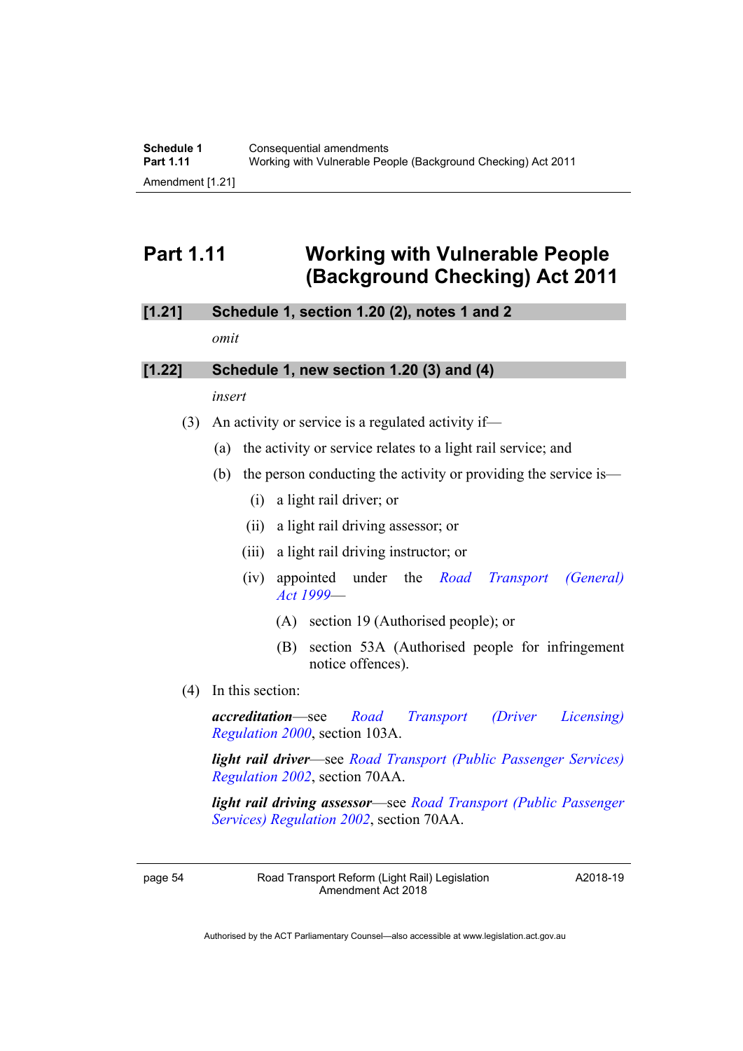# Part 1.11 Working with Vulnerable People (Background Checking) Act 2011

## [1.21] Schedule 1, section 1.20 (2), notes 1 and 2

*omit*

## [1.22] Schedule 1, new section 1.20 (3) and (4)

*insert*

(3) An activity or service is a regulated activity if—

(a) the activity or service relates to a light rail service; and

(b) the person conducting the activity or providing the service is—

(i) a light rail driver; or

(ii) a light rail driving assessor; or

(iii) a light rail driving instructor; or

(iv) appointed under the *Road Transport (General) Act 1999*—

(A) section 19 (Authorised people); or

(B) section 53A (Authorised people for infringement notice offences).

(4) In this section:

***accreditation***—see *Road Transport (Driver Licensing) Regulation 2000*, section 103A.

***light rail driver***—see *Road Transport (Public Passenger Services) Regulation 2002*, section 70AA.

***light rail driving assessor***—see *Road Transport (Public Passenger Services) Regulation 2002*, section 70AA.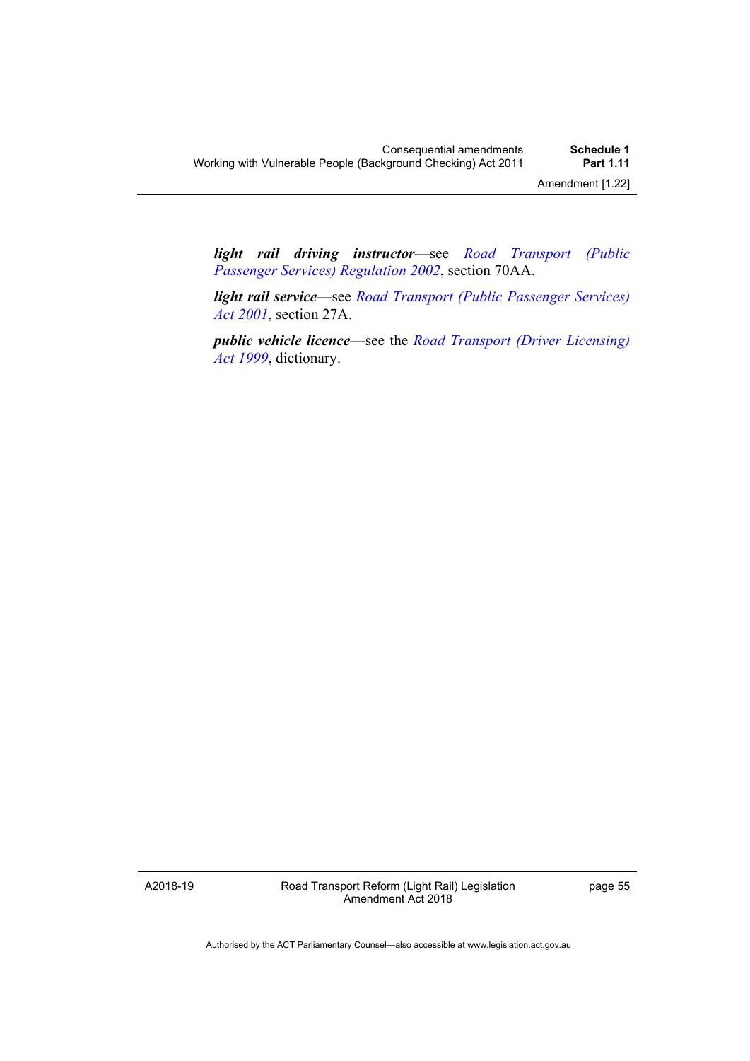***light rail driving instructor***—see *Road Transport (Public Passenger Services) Regulation 2002*, section 70AA.

***light rail service***—see *Road Transport (Public Passenger Services) Act 2001*, section 27A.

***public vehicle licence***—see the *Road Transport (Driver Licensing) Act 1999*, dictionary.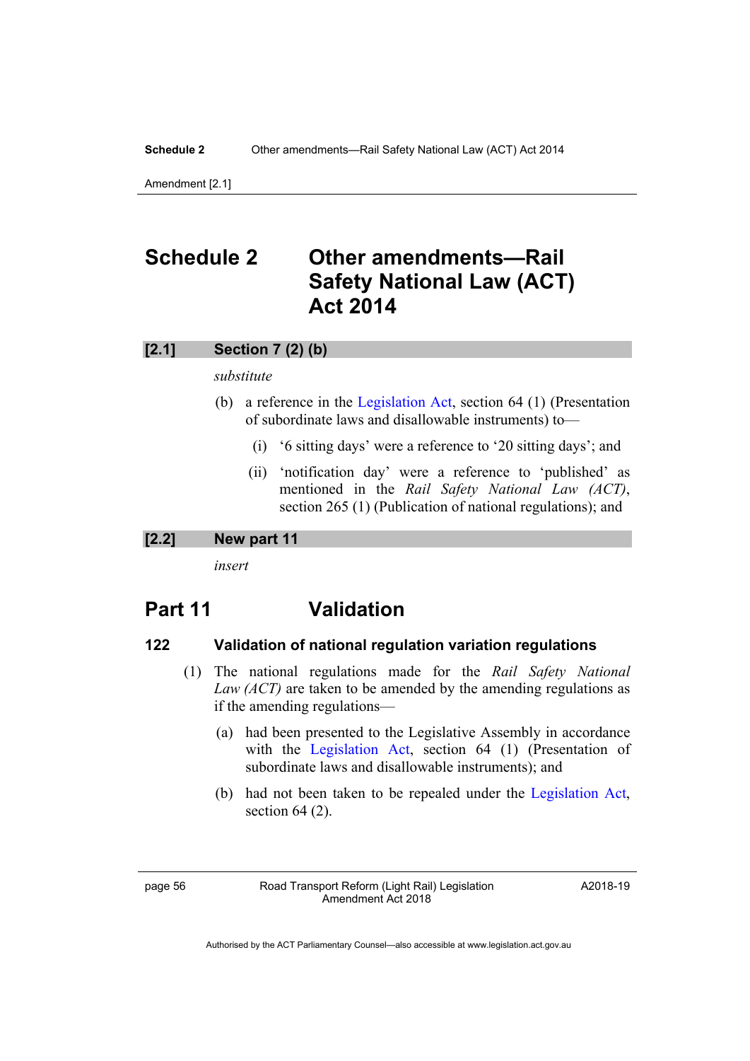# Schedule 2 Other amendments—Rail Safety National Law (ACT) Act 2014

### [2.1] Section 7 (2) (b)

*substitute*

(b) a reference in the Legislation Act, section 64 (1) (Presentation of subordinate laws and disallowable instruments) to—

(i) '6 sitting days' were a reference to '20 sitting days'; and

(ii) 'notification day' were a reference to 'published' as mentioned in the *Rail Safety National Law (ACT)*, section 265 (1) (Publication of national regulations); and

### [2.2] New part 11

*insert*

## Part 11 Validation

### 122 Validation of national regulation variation regulations

(1) The national regulations made for the *Rail Safety National Law (ACT)* are taken to be amended by the amending regulations as if the amending regulations—

(a) had been presented to the Legislative Assembly in accordance with the Legislation Act, section 64 (1) (Presentation of subordinate laws and disallowable instruments); and

(b) had not been taken to be repealed under the Legislation Act, section 64 (2).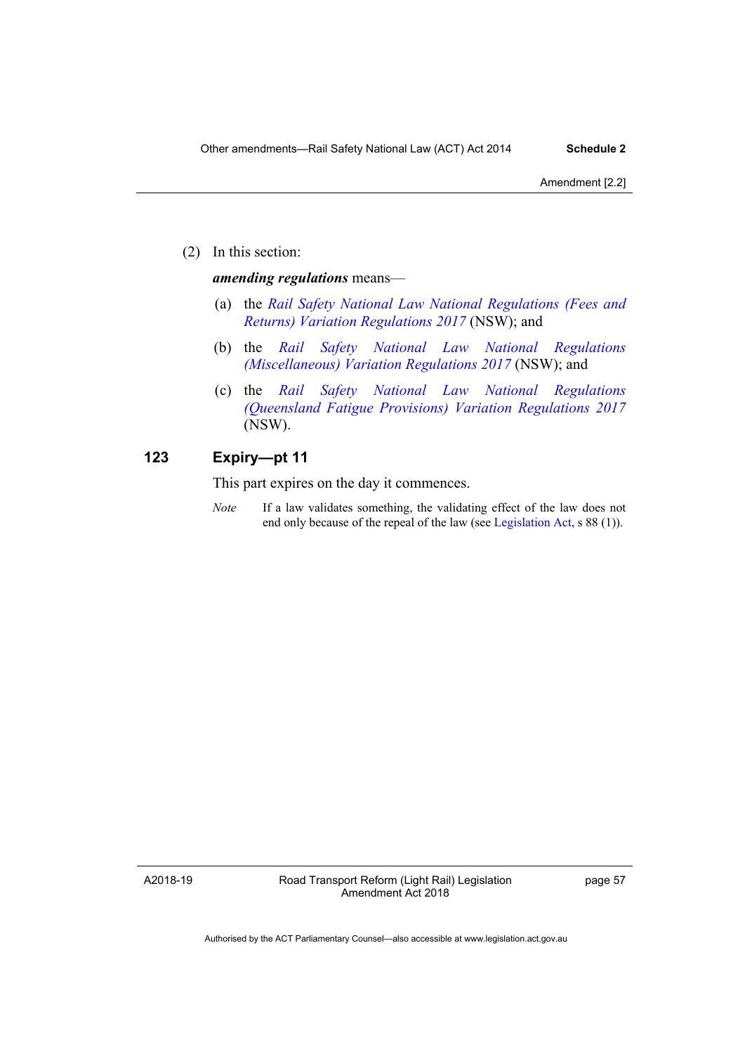(2) In this section:

***amending regulations*** means—

(a) the *Rail Safety National Law National Regulations (Fees and Returns) Variation Regulations 2017* (NSW); and

(b) the *Rail Safety National Law National Regulations (Miscellaneous) Variation Regulations 2017* (NSW); and

(c) the *Rail Safety National Law National Regulations (Queensland Fatigue Provisions) Variation Regulations 2017* (NSW).

## 123 Expiry—pt 11

This part expires on the day it commences.

*Note* If a law validates something, the validating effect of the law does not end only because of the repeal of the law (see Legislation Act, s 88 (1)).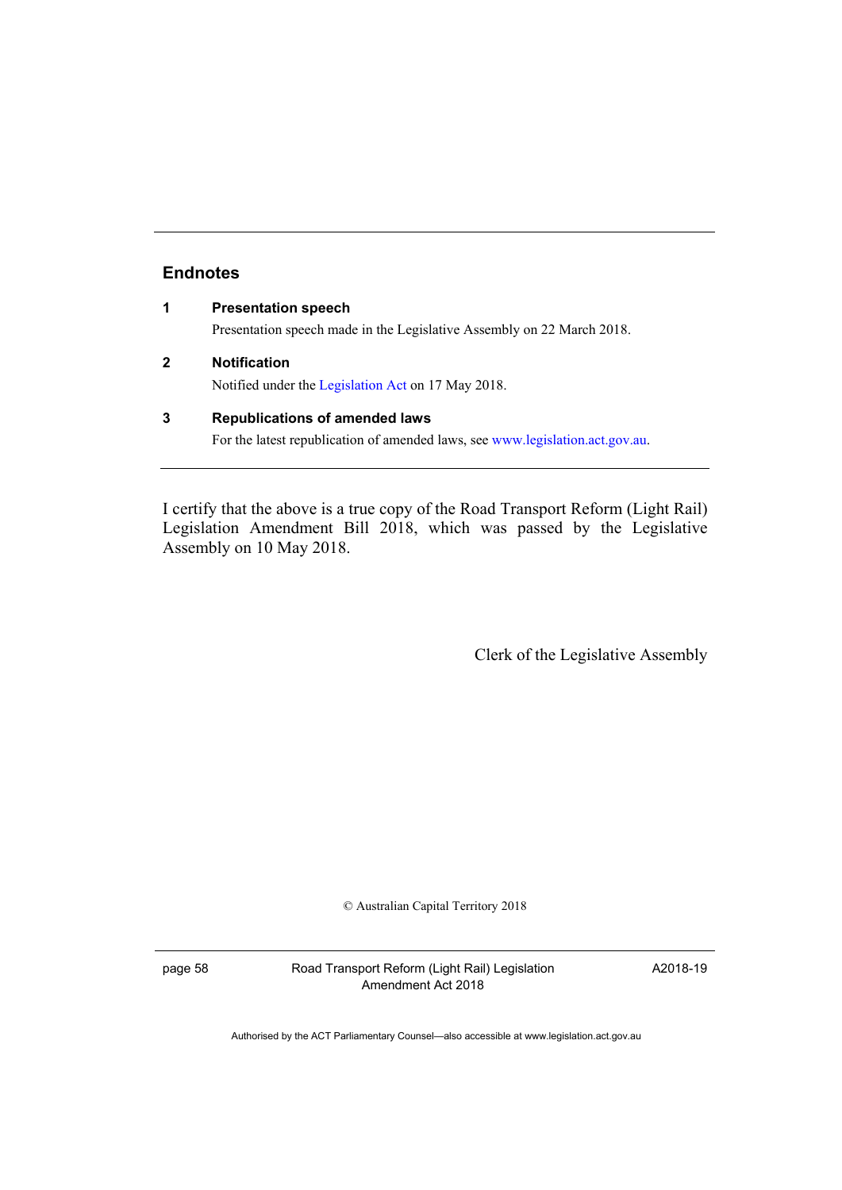## Endnotes

**1 Presentation speech**

Presentation speech made in the Legislative Assembly on 22 March 2018.

**2 Notification**

Notified under the Legislation Act on 17 May 2018.

**3 Republications of amended laws**

For the latest republication of amended laws, see www.legislation.act.gov.au.

I certify that the above is a true copy of the Road Transport Reform (Light Rail) Legislation Amendment Bill 2018, which was passed by the Legislative Assembly on 10 May 2018.

Clerk of the Legislative Assembly

© Australian Capital Territory 2018